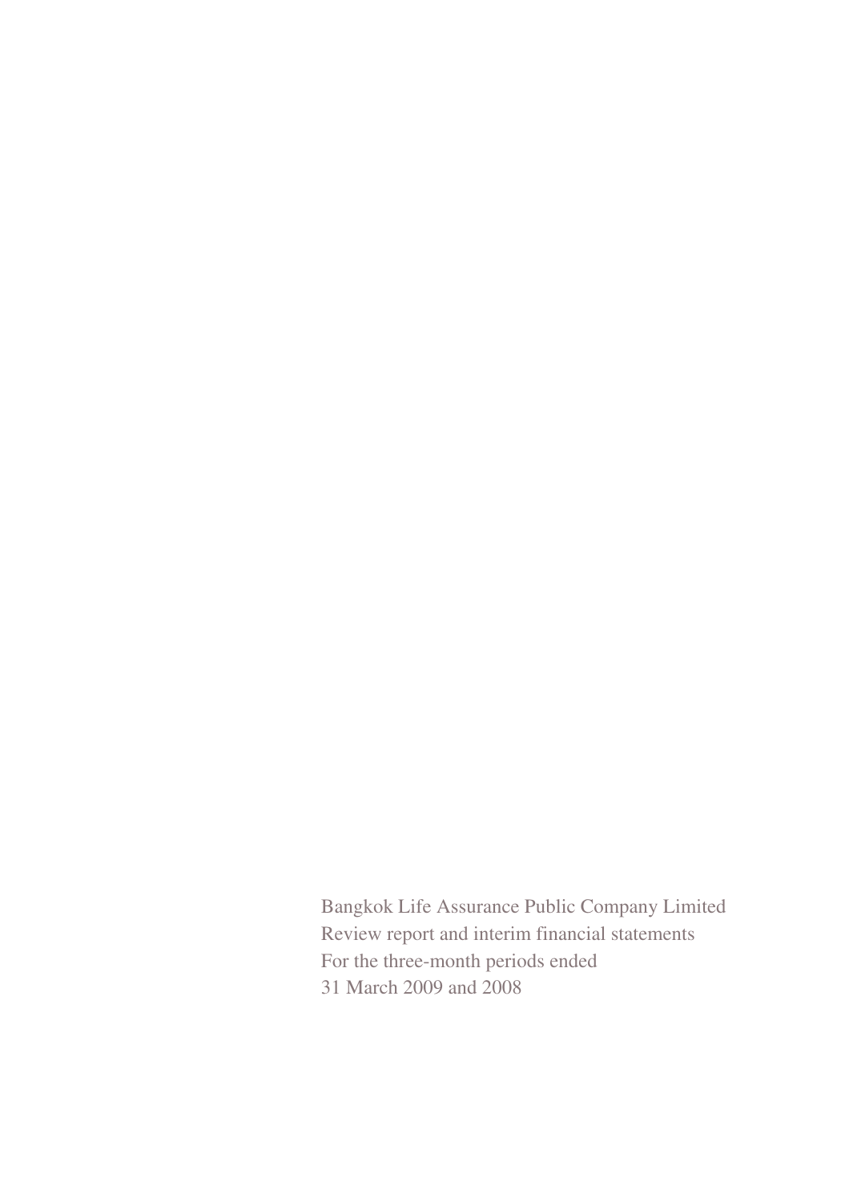Bangkok Life Assurance Public Company Limited
Review report and interim financial statements
For the three-month periods ended
31 March 2009 and 2008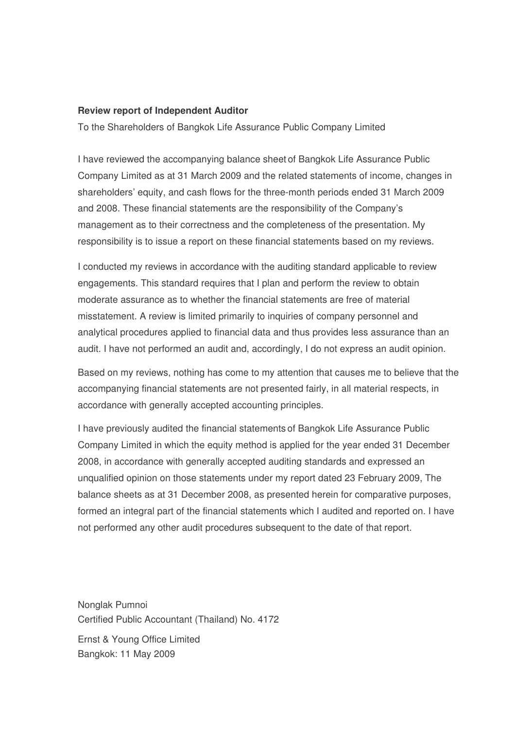**Review report of Independent Auditor**

To the Shareholders of Bangkok Life Assurance Public Company Limited

I have reviewed the accompanying balance sheet of Bangkok Life Assurance Public Company Limited as at 31 March 2009 and the related statements of income, changes in shareholders' equity, and cash flows for the three-month periods ended 31 March 2009 and 2008. These financial statements are the responsibility of the Company's management as to their correctness and the completeness of the presentation. My responsibility is to issue a report on these financial statements based on my reviews.

I conducted my reviews in accordance with the auditing standard applicable to review engagements. This standard requires that I plan and perform the review to obtain moderate assurance as to whether the financial statements are free of material misstatement. A review is limited primarily to inquiries of company personnel and analytical procedures applied to financial data and thus provides less assurance than an audit. I have not performed an audit and, accordingly, I do not express an audit opinion.

Based on my reviews, nothing has come to my attention that causes me to believe that the accompanying financial statements are not presented fairly, in all material respects, in accordance with generally accepted accounting principles.

I have previously audited the financial statements of Bangkok Life Assurance Public Company Limited in which the equity method is applied for the year ended 31 December 2008, in accordance with generally accepted auditing standards and expressed an unqualified opinion on those statements under my report dated 23 February 2009, The balance sheets as at 31 December 2008, as presented herein for comparative purposes, formed an integral part of the financial statements which I audited and reported on. I have not performed any other audit procedures subsequent to the date of that report.

Nonglak Pumnoi
Certified Public Accountant (Thailand) No. 4172

Ernst & Young Office Limited
Bangkok: 11 May 2009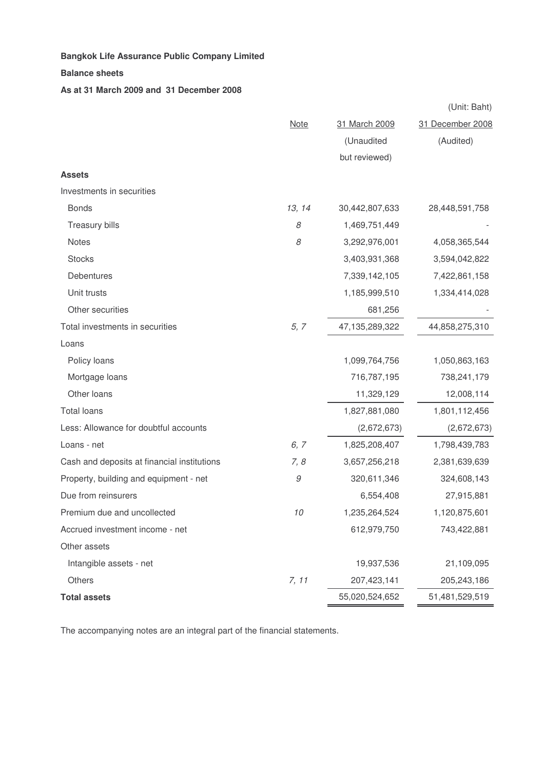**Bangkok Life Assurance Public Company Limited**

**Balance sheets**

**As at 31 March 2009 and 31 December 2008**

(Unit: Baht)

| | Note | 31 March 2009 (Unaudited but reviewed) | 31 December 2008 (Audited) |
|---|---|---|---|
| **Assets** | | | |
| Investments in securities | | | |
| Bonds | *13, 14* | 30,442,807,633 | 28,448,591,758 |
| Treasury bills | *8* | 1,469,751,449 | - |
| Notes | *8* | 3,292,976,001 | 4,058,365,544 |
| Stocks | | 3,403,931,368 | 3,594,042,822 |
| Debentures | | 7,339,142,105 | 7,422,861,158 |
| Unit trusts | | 1,185,999,510 | 1,334,414,028 |
| Other securities | | 681,256 | - |
| Total investments in securities | *5, 7* | 47,135,289,322 | 44,858,275,310 |
| Loans | | | |
| Policy loans | | 1,099,764,756 | 1,050,863,163 |
| Mortgage loans | | 716,787,195 | 738,241,179 |
| Other loans | | 11,329,129 | 12,008,114 |
| Total loans | | 1,827,881,080 | 1,801,112,456 |
| Less: Allowance for doubtful accounts | | (2,672,673) | (2,672,673) |
| Loans - net | *6, 7* | 1,825,208,407 | 1,798,439,783 |
| Cash and deposits at financial institutions | *7, 8* | 3,657,256,218 | 2,381,639,639 |
| Property, building and equipment - net | *9* | 320,611,346 | 324,608,143 |
| Due from reinsurers | | 6,554,408 | 27,915,881 |
| Premium due and uncollected | *10* | 1,235,264,524 | 1,120,875,601 |
| Accrued investment income - net | | 612,979,750 | 743,422,881 |
| Other assets | | | |
| Intangible assets - net | | 19,937,536 | 21,109,095 |
| Others | *7, 11* | 207,423,141 | 205,243,186 |
| **Total assets** | | 55,020,524,652 | 51,481,529,519 |

The accompanying notes are an integral part of the financial statements.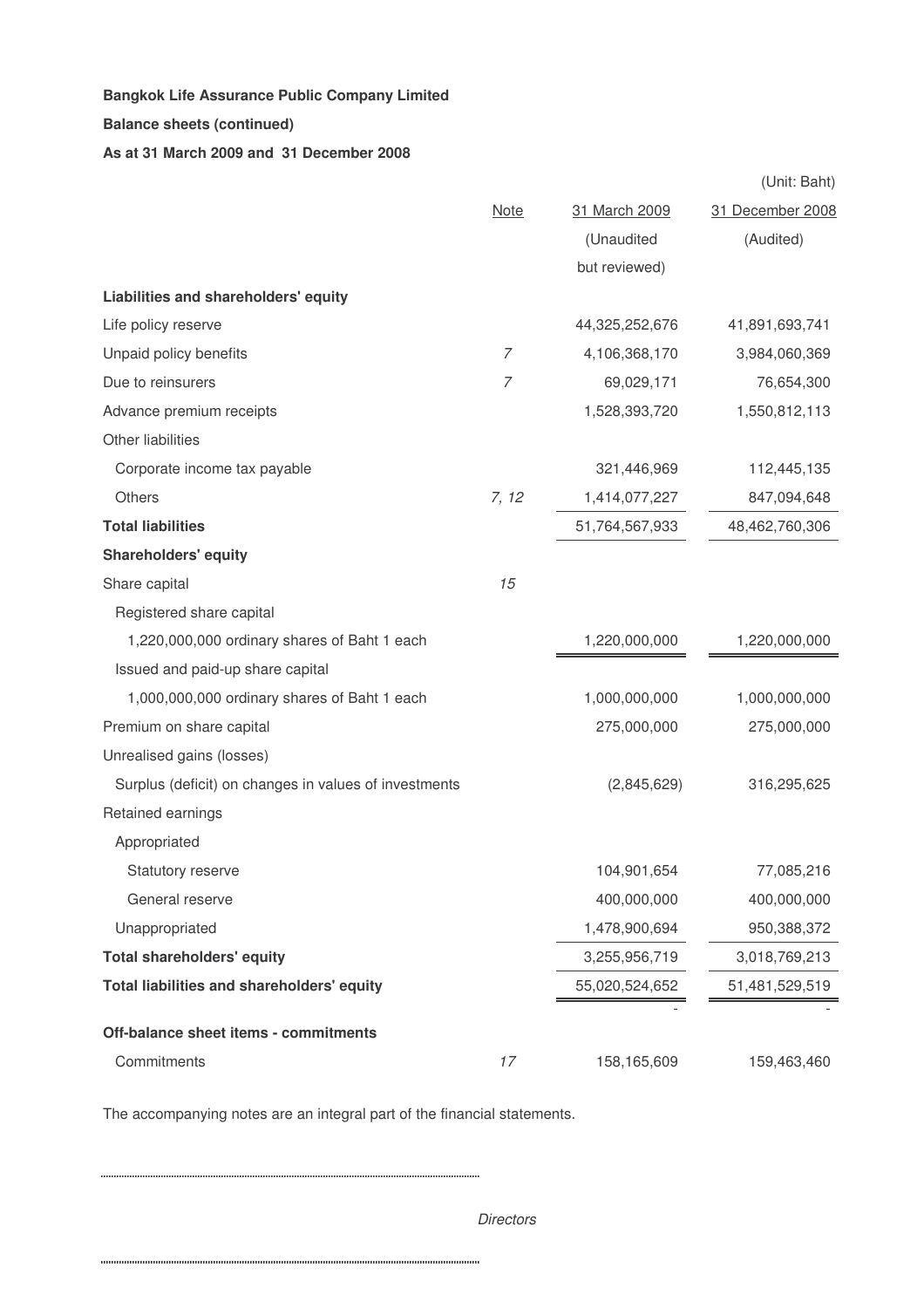**Bangkok Life Assurance Public Company Limited**

**Balance sheets (continued)**

**As at 31 March 2009 and 31 December 2008**

(Unit: Baht)

| | Note | 31 March 2009 (Unaudited but reviewed) | 31 December 2008 (Audited) |
|---|---|---|---|
| **Liabilities and shareholders' equity** | | | |
| Life policy reserve | | 44,325,252,676 | 41,891,693,741 |
| Unpaid policy benefits | 7 | 4,106,368,170 | 3,984,060,369 |
| Due to reinsurers | 7 | 69,029,171 | 76,654,300 |
| Advance premium receipts | | 1,528,393,720 | 1,550,812,113 |
| Other liabilities | | | |
| Corporate income tax payable | | 321,446,969 | 112,445,135 |
| Others | 7, 12 | 1,414,077,227 | 847,094,648 |
| **Total liabilities** | | 51,764,567,933 | 48,462,760,306 |
| **Shareholders' equity** | | | |
| Share capital | 15 | | |
| Registered share capital | | | |
| 1,220,000,000 ordinary shares of Baht 1 each | | 1,220,000,000 | 1,220,000,000 |
| Issued and paid-up share capital | | | |
| 1,000,000,000 ordinary shares of Baht 1 each | | 1,000,000,000 | 1,000,000,000 |
| Premium on share capital | | 275,000,000 | 275,000,000 |
| Unrealised gains (losses) | | | |
| Surplus (deficit) on changes in values of investments | | (2,845,629) | 316,295,625 |
| Retained earnings | | | |
| Appropriated | | | |
| Statutory reserve | | 104,901,654 | 77,085,216 |
| General reserve | | 400,000,000 | 400,000,000 |
| Unappropriated | | 1,478,900,694 | 950,388,372 |
| **Total shareholders' equity** | | 3,255,956,719 | 3,018,769,213 |
| **Total liabilities and shareholders' equity** | | 55,020,524,652 | 51,481,529,519 |
| | | - | - |
| **Off-balance sheet items - commitments** | | | |
| Commitments | 17 | 158,165,609 | 159,463,460 |

The accompanying notes are an integral part of the financial statements.

*Directors*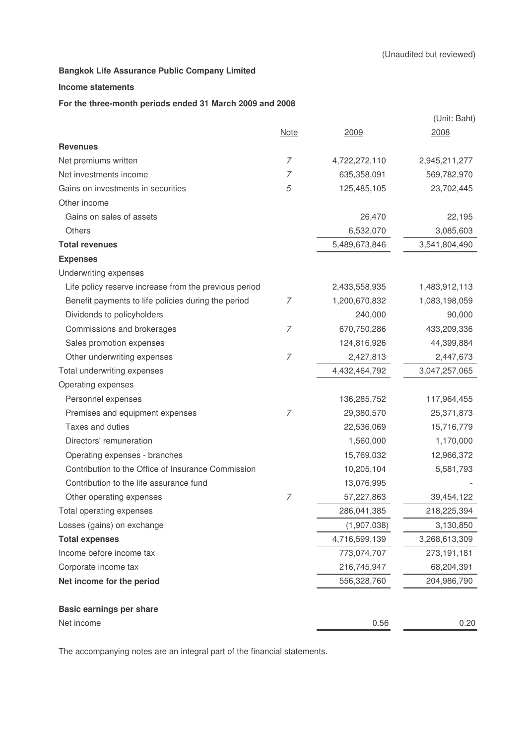(Unaudited but reviewed)

**Bangkok Life Assurance Public Company Limited**

**Income statements**

**For the three-month periods ended 31 March 2009 and 2008**

(Unit: Baht)

| | Note | 2009 | 2008 |
|---|---|---|---|
| **Revenues** | | | |
| Net premiums written | 7 | 4,722,272,110 | 2,945,211,277 |
| Net investments income | 7 | 635,358,091 | 569,782,970 |
| Gains on investments in securities | 5 | 125,485,105 | 23,702,445 |
| Other income | | | |
| Gains on sales of assets | | 26,470 | 22,195 |
| Others | | 6,532,070 | 3,085,603 |
| **Total revenues** | | 5,489,673,846 | 3,541,804,490 |
| **Expenses** | | | |
| Underwriting expenses | | | |
| Life policy reserve increase from the previous period | | 2,433,558,935 | 1,483,912,113 |
| Benefit payments to life policies during the period | 7 | 1,200,670,832 | 1,083,198,059 |
| Dividends to policyholders | | 240,000 | 90,000 |
| Commissions and brokerages | 7 | 670,750,286 | 433,209,336 |
| Sales promotion expenses | | 124,816,926 | 44,399,884 |
| Other underwriting expenses | 7 | 2,427,813 | 2,447,673 |
| Total underwriting expenses | | 4,432,464,792 | 3,047,257,065 |
| Operating expenses | | | |
| Personnel expenses | | 136,285,752 | 117,964,455 |
| Premises and equipment expenses | 7 | 29,380,570 | 25,371,873 |
| Taxes and duties | | 22,536,069 | 15,716,779 |
| Directors' remuneration | | 1,560,000 | 1,170,000 |
| Operating expenses - branches | | 15,769,032 | 12,966,372 |
| Contribution to the Office of Insurance Commission | | 10,205,104 | 5,581,793 |
| Contribution to the life assurance fund | | 13,076,995 | - |
| Other operating expenses | 7 | 57,227,863 | 39,454,122 |
| Total operating expenses | | 286,041,385 | 218,225,394 |
| Losses (gains) on exchange | | (1,907,038) | 3,130,850 |
| **Total expenses** | | 4,716,599,139 | 3,268,613,309 |
| Income before income tax | | 773,074,707 | 273,191,181 |
| Corporate income tax | | 216,745,947 | 68,204,391 |
| **Net income for the period** | | 556,328,760 | 204,986,790 |
| | | | |
| **Basic earnings per share** | | | |
| Net income | | 0.56 | 0.20 |

The accompanying notes are an integral part of the financial statements.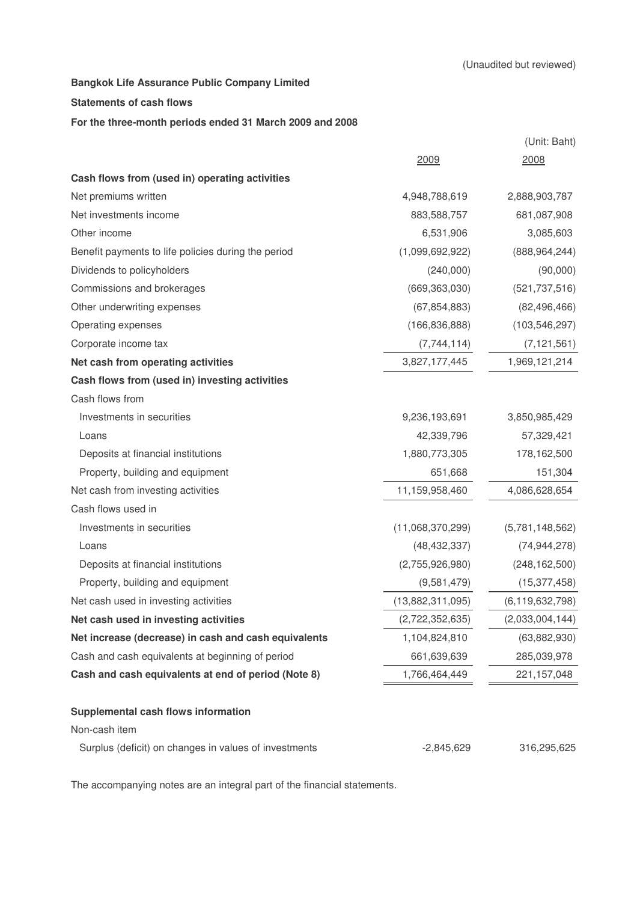(Unaudited but reviewed)

**Bangkok Life Assurance Public Company Limited**

**Statements of cash flows**

**For the three-month periods ended 31 March 2009 and 2008**

(Unit: Baht)

| | 2009 | 2008 |
|---|---|---|
| **Cash flows from (used in) operating activities** | | |
| Net premiums written | 4,948,788,619 | 2,888,903,787 |
| Net investments income | 883,588,757 | 681,087,908 |
| Other income | 6,531,906 | 3,085,603 |
| Benefit payments to life policies during the period | (1,099,692,922) | (888,964,244) |
| Dividends to policyholders | (240,000) | (90,000) |
| Commissions and brokerages | (669,363,030) | (521,737,516) |
| Other underwriting expenses | (67,854,883) | (82,496,466) |
| Operating expenses | (166,836,888) | (103,546,297) |
| Corporate income tax | (7,744,114) | (7,121,561) |
| **Net cash from operating activities** | 3,827,177,445 | 1,969,121,214 |
| **Cash flows from (used in) investing activities** | | |
| Cash flows from | | |
| Investments in securities | 9,236,193,691 | 3,850,985,429 |
| Loans | 42,339,796 | 57,329,421 |
| Deposits at financial institutions | 1,880,773,305 | 178,162,500 |
| Property, building and equipment | 651,668 | 151,304 |
| Net cash from investing activities | 11,159,958,460 | 4,086,628,654 |
| Cash flows used in | | |
| Investments in securities | (11,068,370,299) | (5,781,148,562) |
| Loans | (48,432,337) | (74,944,278) |
| Deposits at financial institutions | (2,755,926,980) | (248,162,500) |
| Property, building and equipment | (9,581,479) | (15,377,458) |
| Net cash used in investing activities | (13,882,311,095) | (6,119,632,798) |
| **Net cash used in investing activities** | (2,722,352,635) | (2,033,004,144) |
| **Net increase (decrease) in cash and cash equivalents** | 1,104,824,810 | (63,882,930) |
| Cash and cash equivalents at beginning of period | 661,639,639 | 285,039,978 |
| **Cash and cash equivalents at end of period (Note 8)** | 1,766,464,449 | 221,157,048 |
| | | |
| **Supplemental cash flows information** | | |
| Non-cash item | | |
| Surplus (deficit) on changes in values of investments | -2,845,629 | 316,295,625 |

The accompanying notes are an integral part of the financial statements.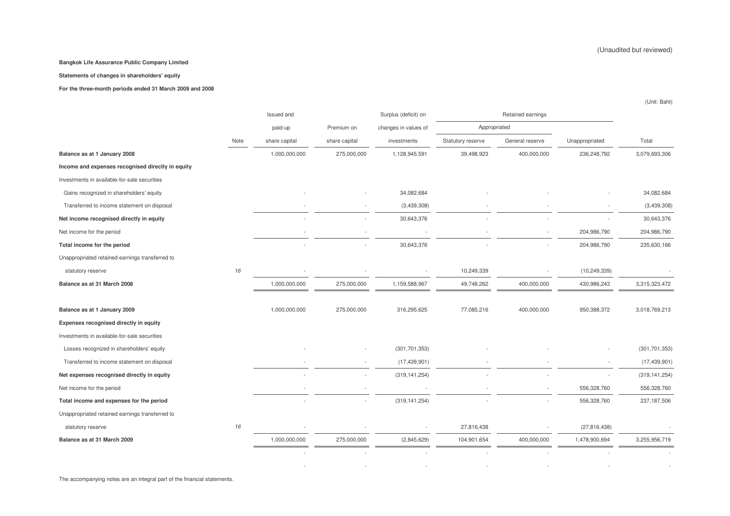(Unaudited but reviewed)

**Bangkok Life Assurance Public Company Limited**

**Statements of changes in shareholders' equity**

**For the three-month periods ended 31 March 2009 and 2008**

(Unit: Baht)

| | Note | Issued and paid-up share capital | Premium on share capital | Surplus (deficit) on changes in values of investments | Retained earnings | | | Total |
|---|---|---|---|---|---|---|---|---|
| | | | | | Appropriated | | | |
| | | | | | Statutory reserve | General reserve | Unappropriated | |
| **Balance as at 1 January 2008** | | 1,000,000,000 | 275,000,000 | 1,128,945,591 | 39,498,923 | 400,000,000 | 236,248,792 | 3,079,693,306 |
| **Income and expenses recognised directly in equity** | | | | | | | | |
| Investments in available-for-sale securities | | | | | | | | |
| Gains recognized in shareholders' equity | | - | - | 34,082,684 | - | - | - | 34,082,684 |
| Transferred to income statement on disposal | | - | - | (3,439,308) | - | - | - | (3,439,308) |
| **Net income recognised directly in equity** | | - | - | 30,643,376 | - | - | - | 30,643,376 |
| Net income for the period | | - | - | - | - | - | 204,986,790 | 204,986,790 |
| **Total income for the period** | | - | - | 30,643,376 | - | - | 204,986,790 | 235,630,166 |
| Unappropriated retained earnings transferred to | | | | | | | | |
| statutory reserve | *16* | - | - | - | 10,249,339 | - | (10,249,339) | - |
| **Balance as at 31 March 2008** | | 1,000,000,000 | 275,000,000 | 1,159,588,967 | 49,748,262 | 400,000,000 | 430,986,243 | 3,315,323,472 |
| | | | | | | | | |
| **Balance as at 1 January 2009** | | 1,000,000,000 | 275,000,000 | 316,295,625 | 77,085,216 | 400,000,000 | 950,388,372 | 3,018,769,213 |
| **Expenses recognised directly in equity** | | | | | | | | |
| Investments in available-for-sale securities | | | | | | | | |
| Losses recognized in shareholders' equity | | - | - | (301,701,353) | - | - | - | (301,701,353) |
| Transferred to income statement on disposal | | - | - | (17,439,901) | - | - | - | (17,439,901) |
| **Net expenses recognised directly in equity** | | - | - | (319,141,254) | - | - | - | (319,141,254) |
| Net income for the period | | - | - | - | - | - | 556,328,760 | 556,328,760 |
| **Total income and expenses for the period** | | - | - | (319,141,254) | - | - | 556,328,760 | 237,187,506 |
| Unappropriated retained earnings transferred to | | | | | | | | |
| statutory reserve | *16* | - | - | - | 27,816,438 | - | (27,816,438) | - |
| **Balance as at 31 March 2009** | | 1,000,000,000 | 275,000,000 | (2,845,629) | 104,901,654 | 400,000,000 | 1,478,900,694 | 3,255,956,719 |
| | | - | - | - | - | - | - | - |
| | | - | - | - | - | - | - | - |

The accompanying notes are an integral part of the financial statements.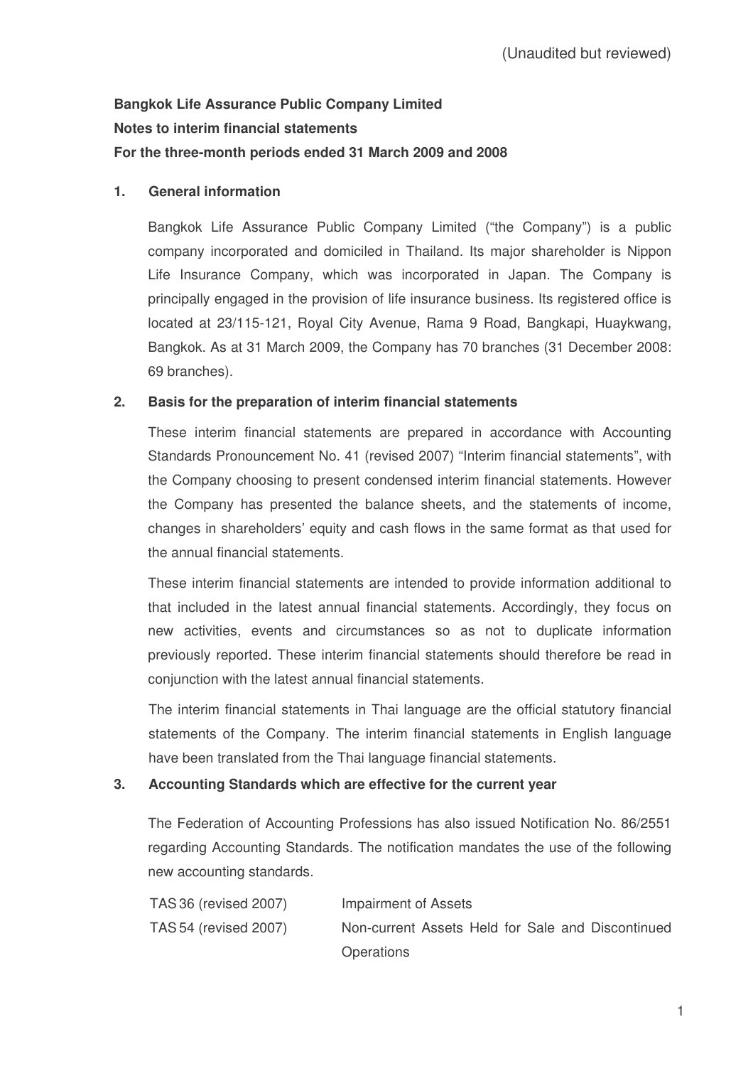(Unaudited but reviewed)

**Bangkok Life Assurance Public Company Limited**

**Notes to interim financial statements**

**For the three-month periods ended 31 March 2009 and 2008**

## 1. General information

Bangkok Life Assurance Public Company Limited ("the Company") is a public company incorporated and domiciled in Thailand. Its major shareholder is Nippon Life Insurance Company, which was incorporated in Japan. The Company is principally engaged in the provision of life insurance business. Its registered office is located at 23/115-121, Royal City Avenue, Rama 9 Road, Bangkapi, Huaykwang, Bangkok. As at 31 March 2009, the Company has 70 branches (31 December 2008: 69 branches).

## 2. Basis for the preparation of interim financial statements

These interim financial statements are prepared in accordance with Accounting Standards Pronouncement No. 41 (revised 2007) "Interim financial statements", with the Company choosing to present condensed interim financial statements. However the Company has presented the balance sheets, and the statements of income, changes in shareholders' equity and cash flows in the same format as that used for the annual financial statements.

These interim financial statements are intended to provide information additional to that included in the latest annual financial statements. Accordingly, they focus on new activities, events and circumstances so as not to duplicate information previously reported. These interim financial statements should therefore be read in conjunction with the latest annual financial statements.

The interim financial statements in Thai language are the official statutory financial statements of the Company. The interim financial statements in English language have been translated from the Thai language financial statements.

## 3. Accounting Standards which are effective for the current year

The Federation of Accounting Professions has also issued Notification No. 86/2551 regarding Accounting Standards. The notification mandates the use of the following new accounting standards.

| | |
|---|---|
| TAS 36 (revised 2007) | Impairment of Assets |
| TAS 54 (revised 2007) | Non-current Assets Held for Sale and Discontinued Operations |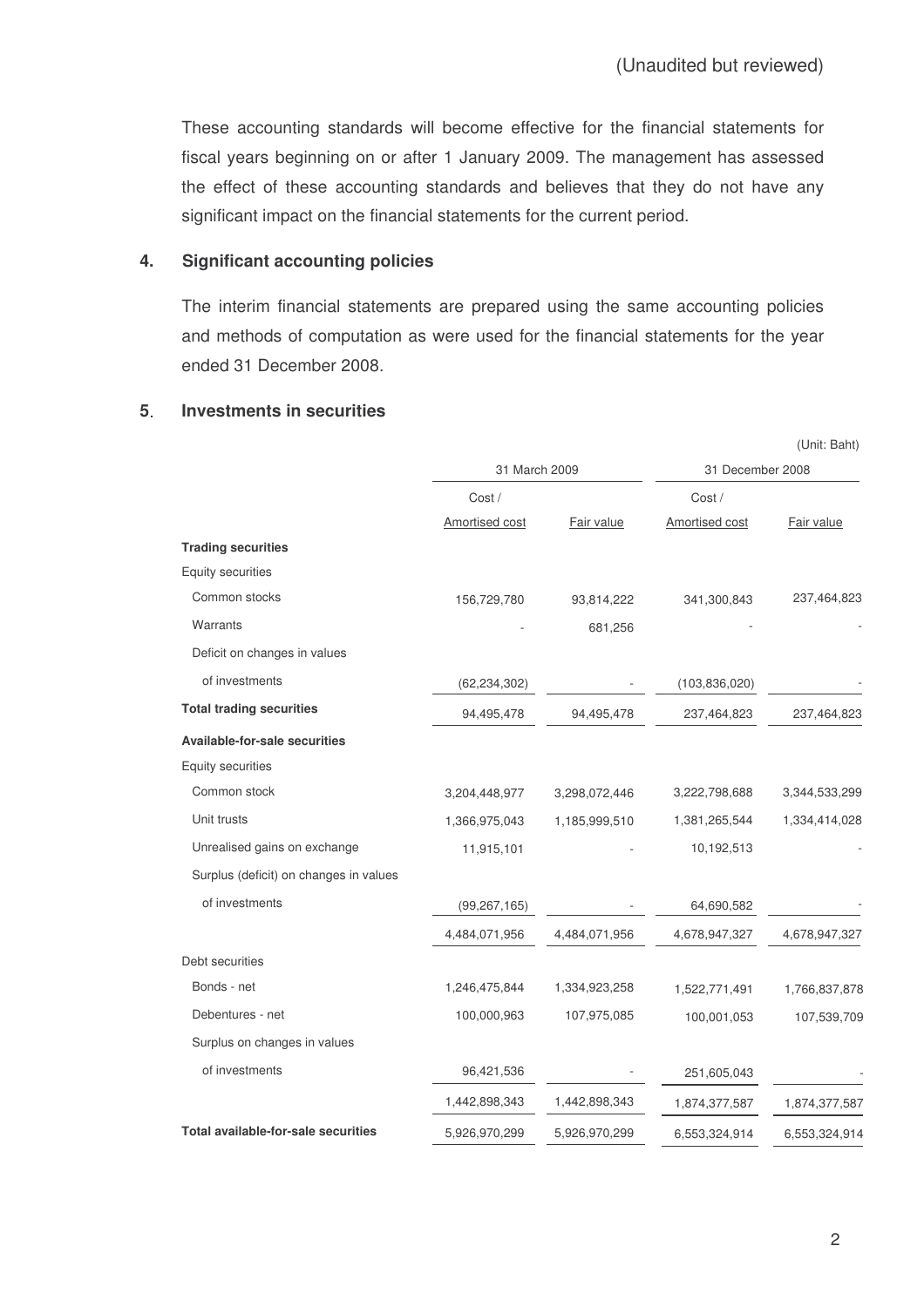(Unaudited but reviewed)

These accounting standards will become effective for the financial statements for fiscal years beginning on or after 1 January 2009. The management has assessed the effect of these accounting standards and believes that they do not have any significant impact on the financial statements for the current period.

## 4. Significant accounting policies

The interim financial statements are prepared using the same accounting policies and methods of computation as were used for the financial statements for the year ended 31 December 2008.

## 5. Investments in securities

(Unit: Baht)

| | 31 March 2009 | | 31 December 2008 | |
|---|---|---|---|---|
| | Cost / Amortised cost | Fair value | Cost / Amortised cost | Fair value |
| **Trading securities** | | | | |
| Equity securities | | | | |
| Common stocks | 156,729,780 | 93,814,222 | 341,300,843 | 237,464,823 |
| Warrants | - | 681,256 | - | - |
| Deficit on changes in values of investments | (62,234,302) | - | (103,836,020) | - |
| **Total trading securities** | 94,495,478 | 94,495,478 | 237,464,823 | 237,464,823 |
| **Available-for-sale securities** | | | | |
| Equity securities | | | | |
| Common stock | 3,204,448,977 | 3,298,072,446 | 3,222,798,688 | 3,344,533,299 |
| Unit trusts | 1,366,975,043 | 1,185,999,510 | 1,381,265,544 | 1,334,414,028 |
| Unrealised gains on exchange | 11,915,101 | - | 10,192,513 | - |
| Surplus (deficit) on changes in values of investments | (99,267,165) | - | 64,690,582 | - |
| | 4,484,071,956 | 4,484,071,956 | 4,678,947,327 | 4,678,947,327 |
| Debt securities | | | | |
| Bonds - net | 1,246,475,844 | 1,334,923,258 | 1,522,771,491 | 1,766,837,878 |
| Debentures - net | 100,000,963 | 107,975,085 | 100,001,053 | 107,539,709 |
| Surplus on changes in values of investments | 96,421,536 | - | 251,605,043 | - |
| | 1,442,898,343 | 1,442,898,343 | 1,874,377,587 | 1,874,377,587 |
| **Total available-for-sale securities** | 5,926,970,299 | 5,926,970,299 | 6,553,324,914 | 6,553,324,914 |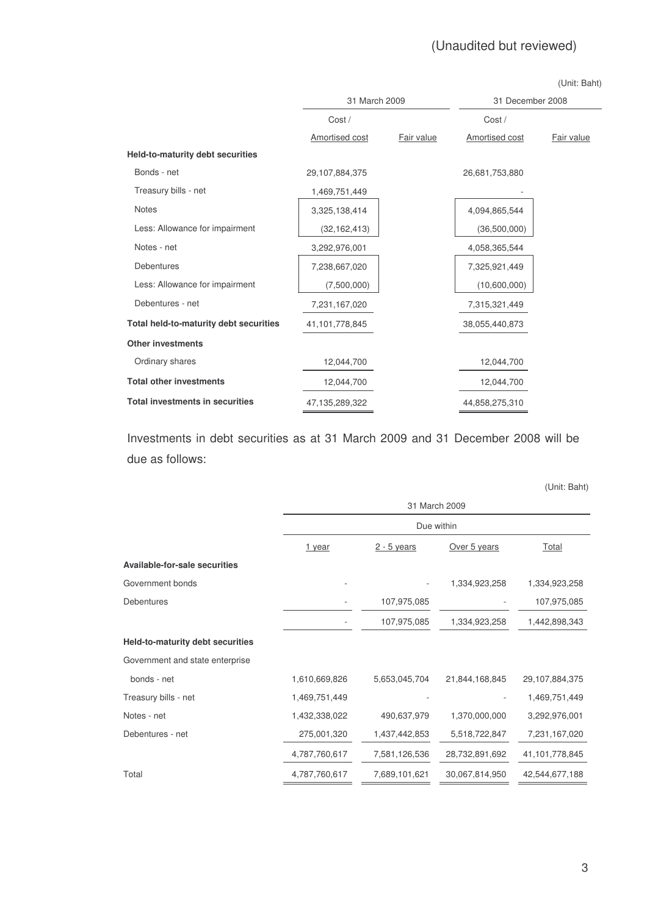(Unaudited but reviewed)

(Unit: Baht)

| | 31 March 2009 | | 31 December 2008 | |
|---|---|---|---|---|
| | Cost / Amortised cost | Fair value | Cost / Amortised cost | Fair value |
| **Held-to-maturity debt securities** | | | | |
| Bonds - net | 29,107,884,375 | | 26,681,753,880 | |
| Treasury bills - net | 1,469,751,449 | | - | |
| Notes | 3,325,138,414 | | 4,094,865,544 | |
| Less: Allowance for impairment | (32,162,413) | | (36,500,000) | |
| Notes - net | 3,292,976,001 | | 4,058,365,544 | |
| Debentures | 7,238,667,020 | | 7,325,921,449 | |
| Less: Allowance for impairment | (7,500,000) | | (10,600,000) | |
| Debentures - net | 7,231,167,020 | | 7,315,321,449 | |
| **Total held-to-maturity debt securities** | 41,101,778,845 | | 38,055,440,873 | |
| **Other investments** | | | | |
| Ordinary shares | 12,044,700 | | 12,044,700 | |
| **Total other investments** | 12,044,700 | | 12,044,700 | |
| **Total investments in securities** | 47,135,289,322 | | 44,858,275,310 | |

Investments in debt securities as at 31 March 2009 and 31 December 2008 will be due as follows:

(Unit: Baht)

| | 31 March 2009 | | | |
|---|---|---|---|---|
| | Due within | | | |
| | 1 year | 2 - 5 years | Over 5 years | Total |
| **Available-for-sale securities** | | | | |
| Government bonds | - | - | 1,334,923,258 | 1,334,923,258 |
| Debentures | - | 107,975,085 | - | 107,975,085 |
| | - | 107,975,085 | 1,334,923,258 | 1,442,898,343 |
| **Held-to-maturity debt securities** | | | | |
| Government and state enterprise bonds - net | 1,610,669,826 | 5,653,045,704 | 21,844,168,845 | 29,107,884,375 |
| Treasury bills - net | 1,469,751,449 | - | - | 1,469,751,449 |
| Notes - net | 1,432,338,022 | 490,637,979 | 1,370,000,000 | 3,292,976,001 |
| Debentures - net | 275,001,320 | 1,437,442,853 | 5,518,722,847 | 7,231,167,020 |
| | 4,787,760,617 | 7,581,126,536 | 28,732,891,692 | 41,101,778,845 |
| Total | 4,787,760,617 | 7,689,101,621 | 30,067,814,950 | 42,544,677,188 |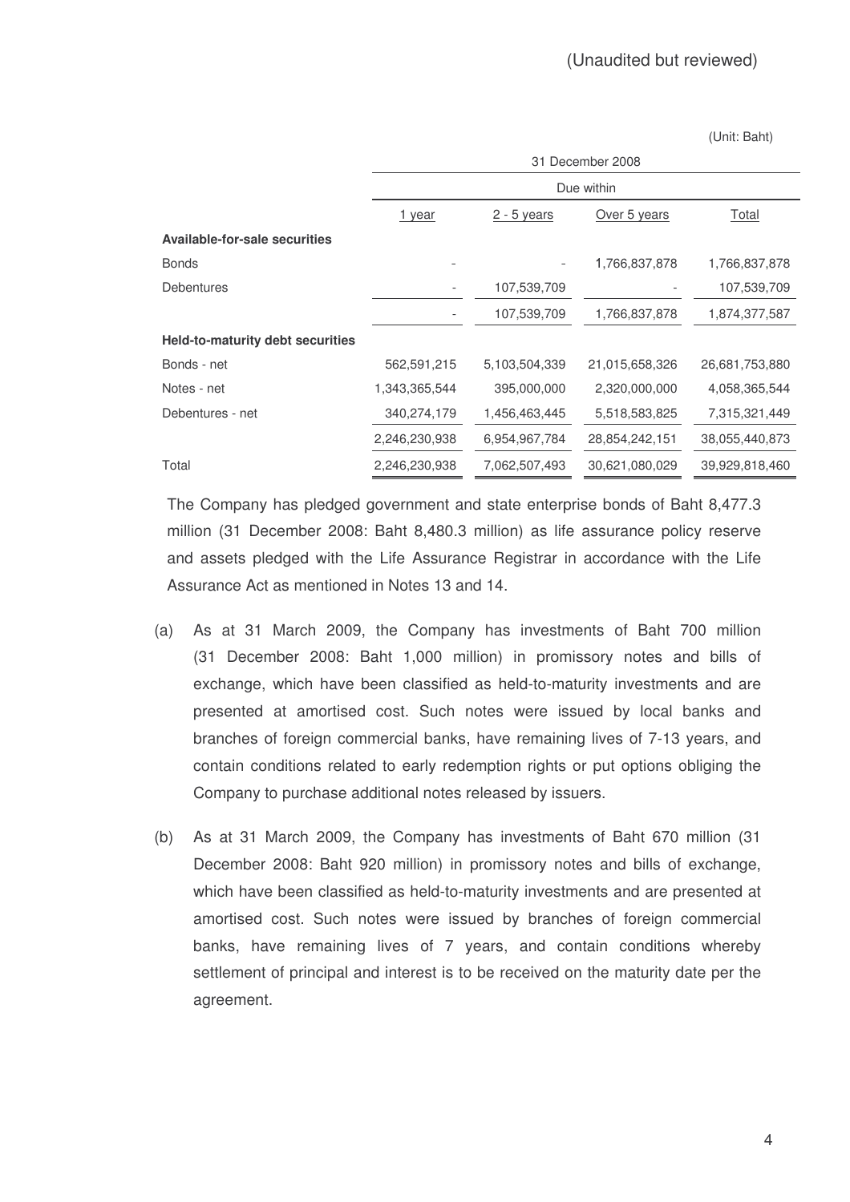(Unaudited but reviewed)

(Unit: Baht)

| | 31 December 2008 | | | |
|---|---|---|---|---|
| | Due within | | | |
| | 1 year | 2 - 5 years | Over 5 years | Total |
| **Available-for-sale securities** | | | | |
| Bonds | - | - | 1,766,837,878 | 1,766,837,878 |
| Debentures | - | 107,539,709 | - | 107,539,709 |
| | - | 107,539,709 | 1,766,837,878 | 1,874,377,587 |
| **Held-to-maturity debt securities** | | | | |
| Bonds - net | 562,591,215 | 5,103,504,339 | 21,015,658,326 | 26,681,753,880 |
| Notes - net | 1,343,365,544 | 395,000,000 | 2,320,000,000 | 4,058,365,544 |
| Debentures - net | 340,274,179 | 1,456,463,445 | 5,518,583,825 | 7,315,321,449 |
| | 2,246,230,938 | 6,954,967,784 | 28,854,242,151 | 38,055,440,873 |
| Total | 2,246,230,938 | 7,062,507,493 | 30,621,080,029 | 39,929,818,460 |

The Company has pledged government and state enterprise bonds of Baht 8,477.3 million (31 December 2008: Baht 8,480.3 million) as life assurance policy reserve and assets pledged with the Life Assurance Registrar in accordance with the Life Assurance Act as mentioned in Notes 13 and 14.

(a) As at 31 March 2009, the Company has investments of Baht 700 million (31 December 2008: Baht 1,000 million) in promissory notes and bills of exchange, which have been classified as held-to-maturity investments and are presented at amortised cost. Such notes were issued by local banks and branches of foreign commercial banks, have remaining lives of 7-13 years, and contain conditions related to early redemption rights or put options obliging the Company to purchase additional notes released by issuers.

(b) As at 31 March 2009, the Company has investments of Baht 670 million (31 December 2008: Baht 920 million) in promissory notes and bills of exchange, which have been classified as held-to-maturity investments and are presented at amortised cost. Such notes were issued by branches of foreign commercial banks, have remaining lives of 7 years, and contain conditions whereby settlement of principal and interest is to be received on the maturity date per the agreement.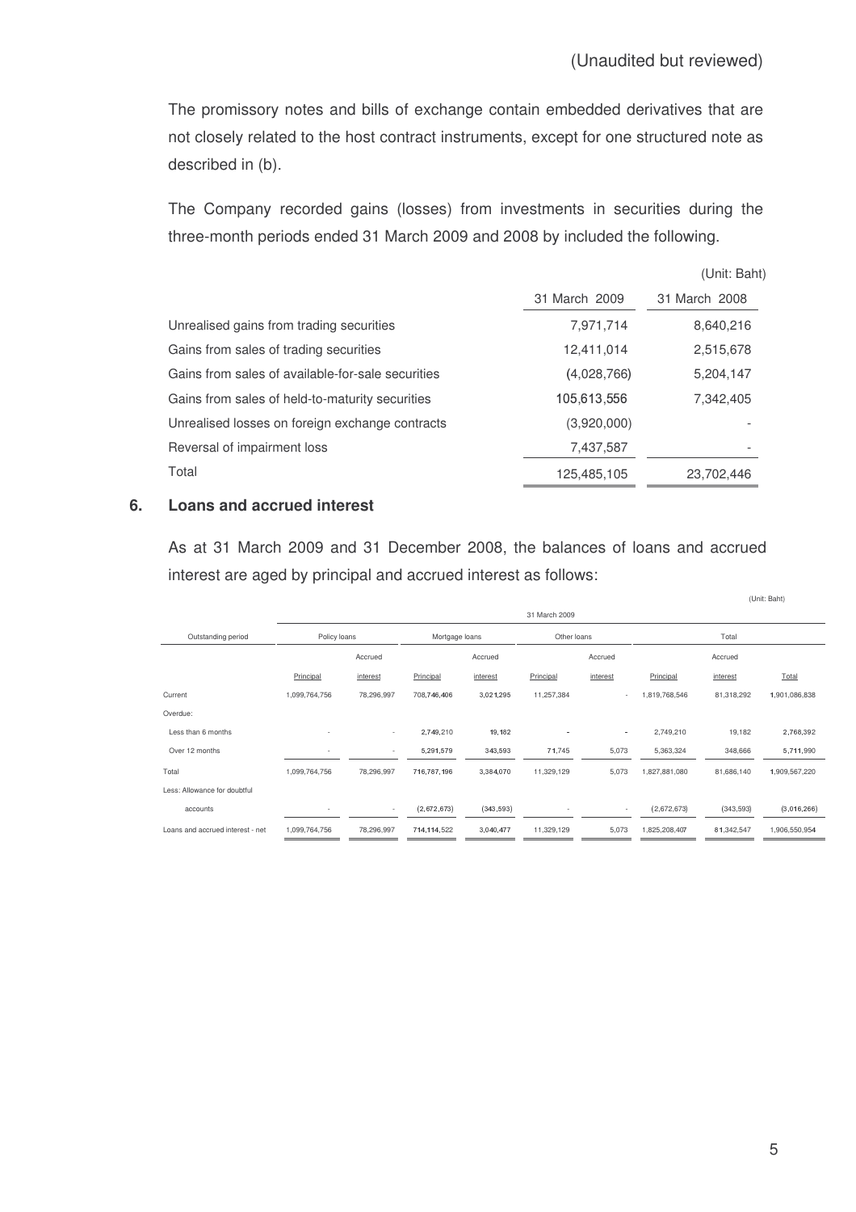(Unaudited but reviewed)

The promissory notes and bills of exchange contain embedded derivatives that are not closely related to the host contract instruments, except for one structured note as described in (b).

The Company recorded gains (losses) from investments in securities during the three-month periods ended 31 March 2009 and 2008 by included the following.

(Unit: Baht)

| | 31 March 2009 | 31 March 2008 |
|---|---|---|
| Unrealised gains from trading securities | 7,971,714 | 8,640,216 |
| Gains from sales of trading securities | 12,411,014 | 2,515,678 |
| Gains from sales of available-for-sale securities | (4,028,766) | 5,204,147 |
| Gains from sales of held-to-maturity securities | 105,613,556 | 7,342,405 |
| Unrealised losses on foreign exchange contracts | (3,920,000) | - |
| Reversal of impairment loss | 7,437,587 | - |
| Total | 125,485,105 | 23,702,446 |

## 6. Loans and accrued interest

As at 31 March 2009 and 31 December 2008, the balances of loans and accrued interest are aged by principal and accrued interest as follows:

(Unit: Baht)

| | 31 March 2009 | | | | | | | | |
|---|---|---|---|---|---|---|---|---|---|
| Outstanding period | Policy loans | | Mortgage loans | | Other loans | | Total | | |
| | Principal | Accrued interest | Principal | Accrued interest | Principal | Accrued interest | Principal | Accrued interest | Total |
| Current | 1,099,764,756 | 78,296,997 | 708,746,406 | 3,021,295 | 11,257,384 | - | 1,819,768,546 | 81,318,292 | 1,901,086,838 |
| Overdue: | | | | | | | | | |
| Less than 6 months | - | - | 2,749,210 | 19,182 | - | - | 2,749,210 | 19,182 | 2,768,392 |
| Over 12 months | - | - | 5,291,579 | 343,593 | 71,745 | 5,073 | 5,363,324 | 348,666 | 5,711,990 |
| Total | 1,099,764,756 | 78,296,997 | 716,787,196 | 3,384,070 | 11,329,129 | 5,073 | 1,827,881,080 | 81,686,140 | 1,909,567,220 |
| Less: Allowance for doubtful accounts | - | - | (2,672,673) | (343,593) | - | - | (2,672,673) | (343,593) | (3,016,266) |
| Loans and accrued interest - net | 1,099,764,756 | 78,296,997 | 714,114,522 | 3,040,477 | 11,329,129 | 5,073 | 1,825,208,407 | 81,342,547 | 1,906,550,954 |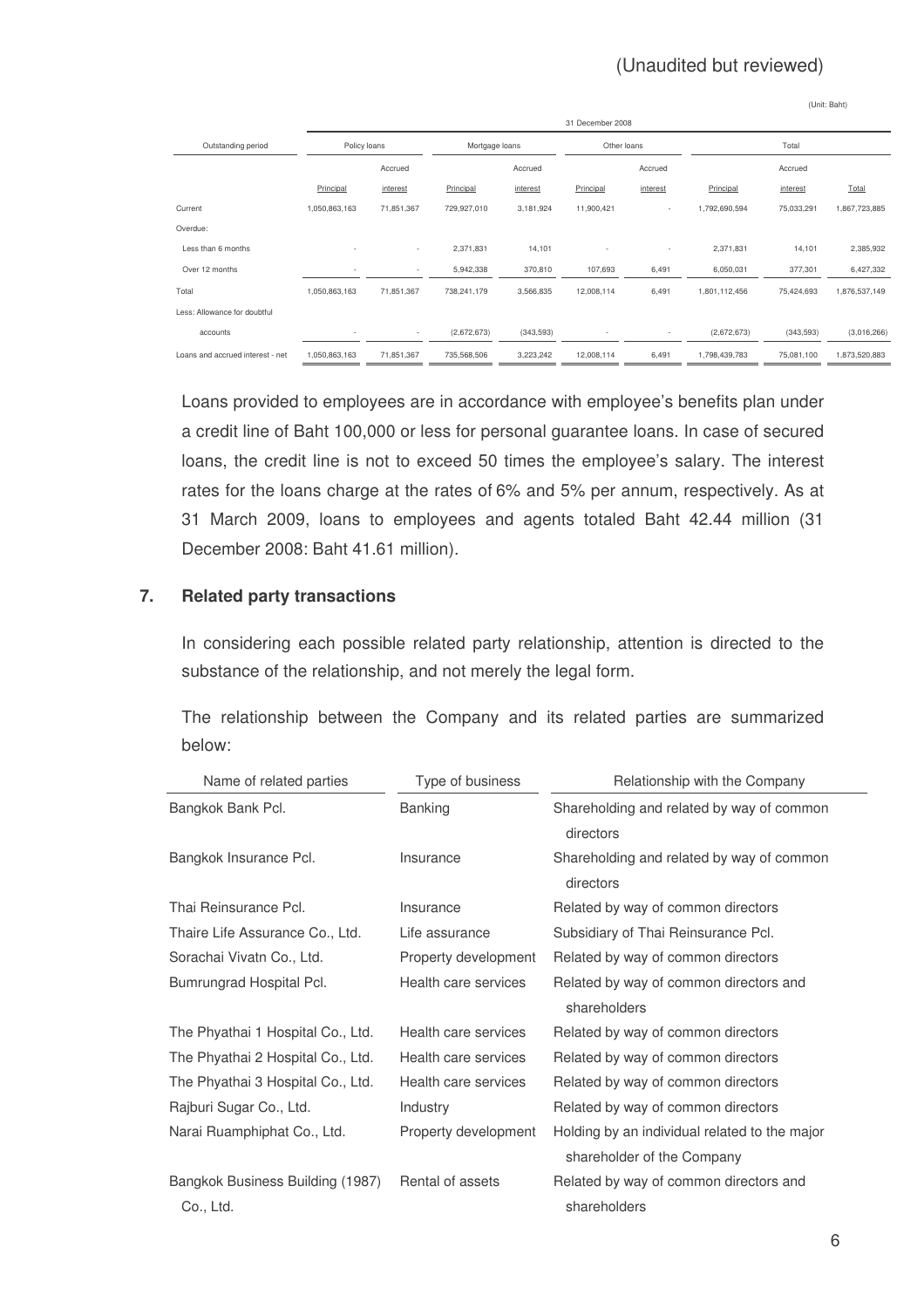(Unaudited but reviewed)

(Unit: Baht)

| Outstanding period | 31 December 2008 | | | | | | | | |
|---|---|---|---|---|---|---|---|---|---|
| | Policy loans | | Mortgage loans | | Other loans | | Total | | |
| | Principal | Accrued interest | Principal | Accrued interest | Principal | Accrued interest | Principal | Accrued interest | Total |
| Current | 1,050,863,163 | 71,851,367 | 729,927,010 | 3,181,924 | 11,900,421 | - | 1,792,690,594 | 75,033,291 | 1,867,723,885 |
| Overdue: | | | | | | | | | |
| Less than 6 months | - | - | 2,371,831 | 14,101 | - | - | 2,371,831 | 14,101 | 2,385,932 |
| Over 12 months | - | - | 5,942,338 | 370,810 | 107,693 | 6,491 | 6,050,031 | 377,301 | 6,427,332 |
| Total | 1,050,863,163 | 71,851,367 | 738,241,179 | 3,566,835 | 12,008,114 | 6,491 | 1,801,112,456 | 75,424,693 | 1,876,537,149 |
| Less: Allowance for doubtful accounts | - | - | (2,672,673) | (343,593) | - | - | (2,672,673) | (343,593) | (3,016,266) |
| Loans and accrued interest - net | 1,050,863,163 | 71,851,367 | 735,568,506 | 3,223,242 | 12,008,114 | 6,491 | 1,798,439,783 | 75,081,100 | 1,873,520,883 |

Loans provided to employees are in accordance with employee's benefits plan under a credit line of Baht 100,000 or less for personal guarantee loans. In case of secured loans, the credit line is not to exceed 50 times the employee's salary. The interest rates for the loans charge at the rates of 6% and 5% per annum, respectively. As at 31 March 2009, loans to employees and agents totaled Baht 42.44 million (31 December 2008: Baht 41.61 million).

## 7. Related party transactions

In considering each possible related party relationship, attention is directed to the substance of the relationship, and not merely the legal form.

The relationship between the Company and its related parties are summarized below:

| Name of related parties | Type of business | Relationship with the Company |
|---|---|---|
| Bangkok Bank Pcl. | Banking | Shareholding and related by way of common directors |
| Bangkok Insurance Pcl. | Insurance | Shareholding and related by way of common directors |
| Thai Reinsurance Pcl. | Insurance | Related by way of common directors |
| Thaire Life Assurance Co., Ltd. | Life assurance | Subsidiary of Thai Reinsurance Pcl. |
| Sorachai Vivatn Co., Ltd. | Property development | Related by way of common directors |
| Bumrungrad Hospital Pcl. | Health care services | Related by way of common directors and shareholders |
| The Phyathai 1 Hospital Co., Ltd. | Health care services | Related by way of common directors |
| The Phyathai 2 Hospital Co., Ltd. | Health care services | Related by way of common directors |
| The Phyathai 3 Hospital Co., Ltd. | Health care services | Related by way of common directors |
| Rajburi Sugar Co., Ltd. | Industry | Related by way of common directors |
| Narai Ruamphiphat Co., Ltd. | Property development | Holding by an individual related to the major shareholder of the Company |
| Bangkok Business Building (1987) Co., Ltd. | Rental of assets | Related by way of common directors and shareholders |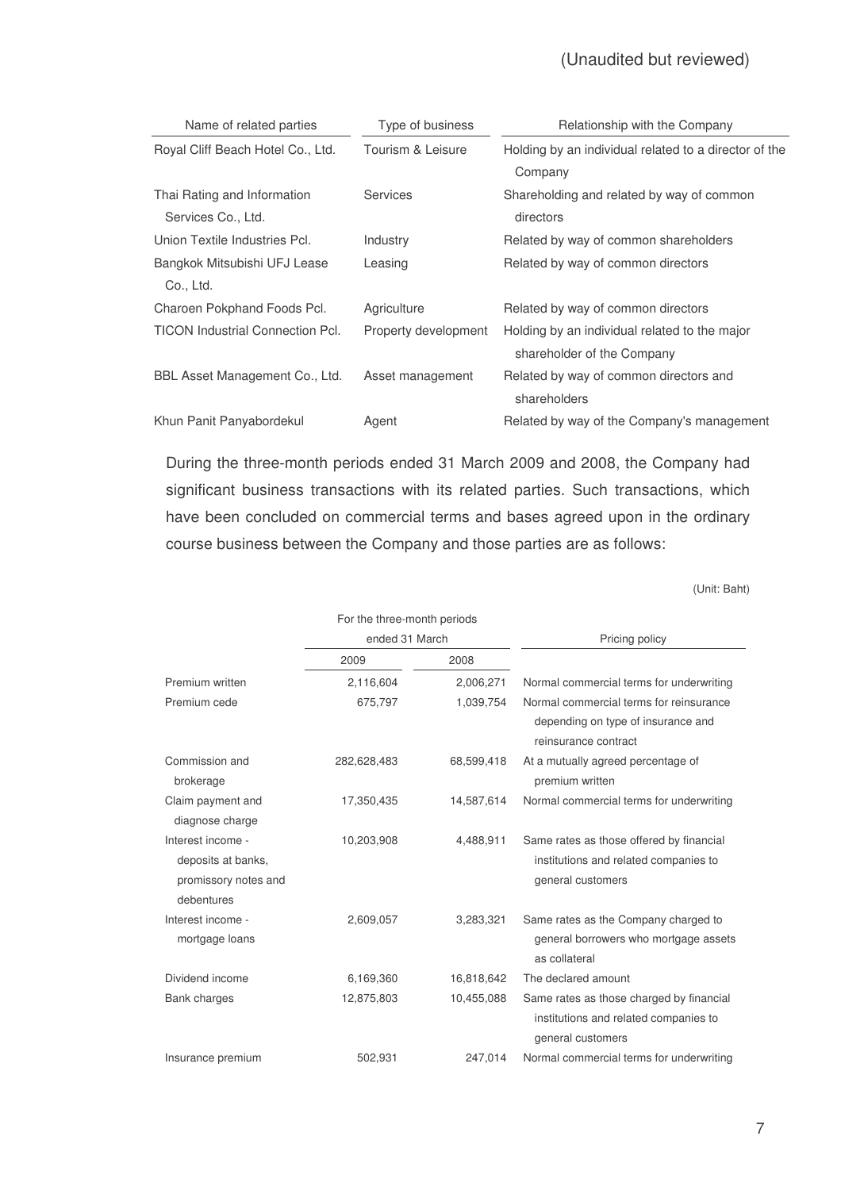(Unaudited but reviewed)

| Name of related parties | Type of business | Relationship with the Company |
|---|---|---|
| Royal Cliff Beach Hotel Co., Ltd. | Tourism & Leisure | Holding by an individual related to a director of the Company |
| Thai Rating and Information Services Co., Ltd. | Services | Shareholding and related by way of common directors |
| Union Textile Industries Pcl. | Industry | Related by way of common shareholders |
| Bangkok Mitsubishi UFJ Lease Co., Ltd. | Leasing | Related by way of common directors |
| Charoen Pokphand Foods Pcl. | Agriculture | Related by way of common directors |
| TICON Industrial Connection Pcl. | Property development | Holding by an individual related to the major shareholder of the Company |
| BBL Asset Management Co., Ltd. | Asset management | Related by way of common directors and shareholders |
| Khun Panit Panyabordekul | Agent | Related by way of the Company's management |

During the three-month periods ended 31 March 2009 and 2008, the Company had significant business transactions with its related parties. Such transactions, which have been concluded on commercial terms and bases agreed upon in the ordinary course business between the Company and those parties are as follows:

(Unit: Baht)

| | For the three-month periods ended 31 March | | Pricing policy |
|---|---|---|---|
| | 2009 | 2008 | |
| Premium written | 2,116,604 | 2,006,271 | Normal commercial terms for underwriting |
| Premium cede | 675,797 | 1,039,754 | Normal commercial terms for reinsurance depending on type of insurance and reinsurance contract |
| Commission and brokerage | 282,628,483 | 68,599,418 | At a mutually agreed percentage of premium written |
| Claim payment and diagnose charge | 17,350,435 | 14,587,614 | Normal commercial terms for underwriting |
| Interest income - deposits at banks, promissory notes and debentures | 10,203,908 | 4,488,911 | Same rates as those offered by financial institutions and related companies to general customers |
| Interest income - mortgage loans | 2,609,057 | 3,283,321 | Same rates as the Company charged to general borrowers who mortgage assets as collateral |
| Dividend income | 6,169,360 | 16,818,642 | The declared amount |
| Bank charges | 12,875,803 | 10,455,088 | Same rates as those charged by financial institutions and related companies to general customers |
| Insurance premium | 502,931 | 247,014 | Normal commercial terms for underwriting |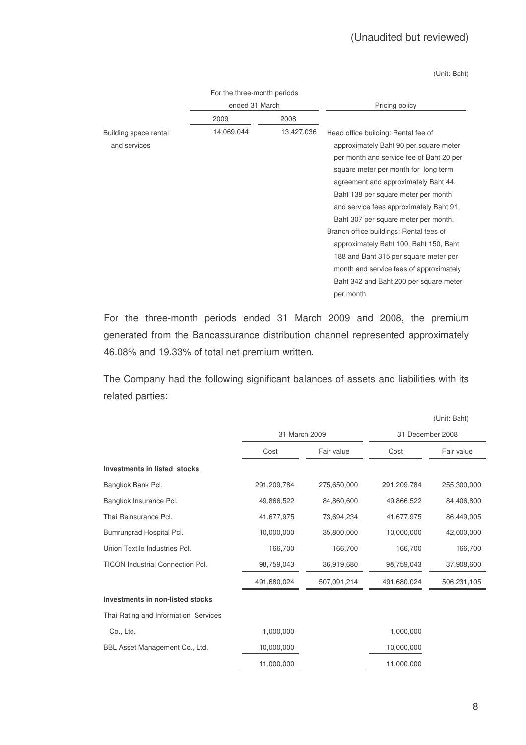(Unaudited but reviewed)

(Unit: Baht)

| | For the three-month periods ended 31 March | | Pricing policy |
|---|---|---|---|
| | 2009 | 2008 | |
| Building space rental and services | 14,069,044 | 13,427,036 | Head office building: Rental fee of approximately Baht 90 per square meter per month and service fee of Baht 20 per square meter per month for long term agreement and approximately Baht 44, Baht 138 per square meter per month and service fees approximately Baht 91, Baht 307 per square meter per month. Branch office buildings: Rental fees of approximately Baht 100, Baht 150, Baht 188 and Baht 315 per square meter per month and service fees of approximately Baht 342 and Baht 200 per square meter per month. |

For the three-month periods ended 31 March 2009 and 2008, the premium generated from the Bancassurance distribution channel represented approximately 46.08% and 19.33% of total net premium written.

The Company had the following significant balances of assets and liabilities with its related parties:

(Unit: Baht)

| | 31 March 2009 | | 31 December 2008 | |
|---|---|---|---|---|
| | Cost | Fair value | Cost | Fair value |
| **Investments in listed stocks** | | | | |
| Bangkok Bank Pcl. | 291,209,784 | 275,650,000 | 291,209,784 | 255,300,000 |
| Bangkok Insurance Pcl. | 49,866,522 | 84,860,600 | 49,866,522 | 84,406,800 |
| Thai Reinsurance Pcl. | 41,677,975 | 73,694,234 | 41,677,975 | 86,449,005 |
| Bumrungrad Hospital Pcl. | 10,000,000 | 35,800,000 | 10,000,000 | 42,000,000 |
| Union Textile Industries Pcl. | 166,700 | 166,700 | 166,700 | 166,700 |
| TICON Industrial Connection Pcl. | 98,759,043 | 36,919,680 | 98,759,043 | 37,908,600 |
| | 491,680,024 | 507,091,214 | 491,680,024 | 506,231,105 |
| **Investments in non-listed stocks** | | | | |
| Thai Rating and Information Services Co., Ltd. | 1,000,000 | | 1,000,000 | |
| BBL Asset Management Co., Ltd. | 10,000,000 | | 10,000,000 | |
| | 11,000,000 | | 11,000,000 | |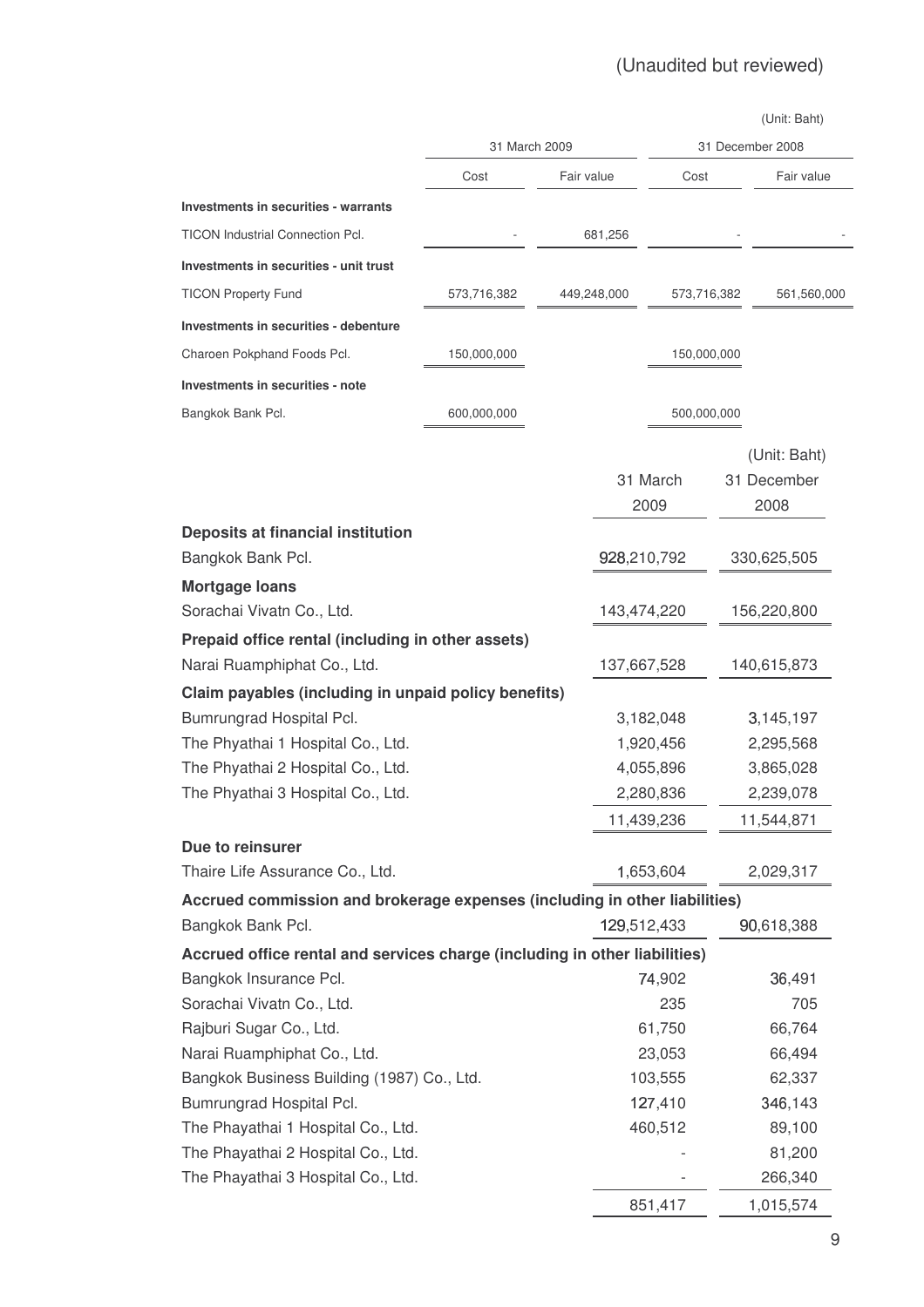(Unaudited but reviewed)

(Unit: Baht)

| | 31 March 2009 | | 31 December 2008 | |
|---|---|---|---|---|
| | Cost | Fair value | Cost | Fair value |
| **Investments in securities - warrants** | | | | |
| TICON Industrial Connection Pcl. | - | 681,256 | - | - |
| **Investments in securities - unit trust** | | | | |
| TICON Property Fund | 573,716,382 | 449,248,000 | 573,716,382 | 561,560,000 |
| **Investments in securities - debenture** | | | | |
| Charoen Pokphand Foods Pcl. | 150,000,000 | | 150,000,000 | |
| **Investments in securities - note** | | | | |
| Bangkok Bank Pcl. | 600,000,000 | | 500,000,000 | |

(Unit: Baht)

| | 31 March 2009 | 31 December 2008 |
|---|---|---|
| **Deposits at financial institution** | | |
| Bangkok Bank Pcl. | 928,210,792 | 330,625,505 |
| **Mortgage loans** | | |
| Sorachai Vivatn Co., Ltd. | 143,474,220 | 156,220,800 |
| **Prepaid office rental (including in other assets)** | | |
| Narai Ruamphiphat Co., Ltd. | 137,667,528 | 140,615,873 |
| **Claim payables (including in unpaid policy benefits)** | | |
| Bumrungrad Hospital Pcl. | 3,182,048 | 3,145,197 |
| The Phyathai 1 Hospital Co., Ltd. | 1,920,456 | 2,295,568 |
| The Phyathai 2 Hospital Co., Ltd. | 4,055,896 | 3,865,028 |
| The Phyathai 3 Hospital Co., Ltd. | 2,280,836 | 2,239,078 |
| | 11,439,236 | 11,544,871 |
| **Due to reinsurer** | | |
| Thaire Life Assurance Co., Ltd. | 1,653,604 | 2,029,317 |
| **Accrued commission and brokerage expenses (including in other liabilities)** | | |
| Bangkok Bank Pcl. | 129,512,433 | 90,618,388 |
| **Accrued office rental and services charge (including in other liabilities)** | | |
| Bangkok Insurance Pcl. | 74,902 | 36,491 |
| Sorachai Vivatn Co., Ltd. | 235 | 705 |
| Rajburi Sugar Co., Ltd. | 61,750 | 66,764 |
| Narai Ruamphiphat Co., Ltd. | 23,053 | 66,494 |
| Bangkok Business Building (1987) Co., Ltd. | 103,555 | 62,337 |
| Bumrungrad Hospital Pcl. | 127,410 | 346,143 |
| The Phayathai 1 Hospital Co., Ltd. | 460,512 | 89,100 |
| The Phayathai 2 Hospital Co., Ltd. | - | 81,200 |
| The Phayathai 3 Hospital Co., Ltd. | - | 266,340 |
| | 851,417 | 1,015,574 |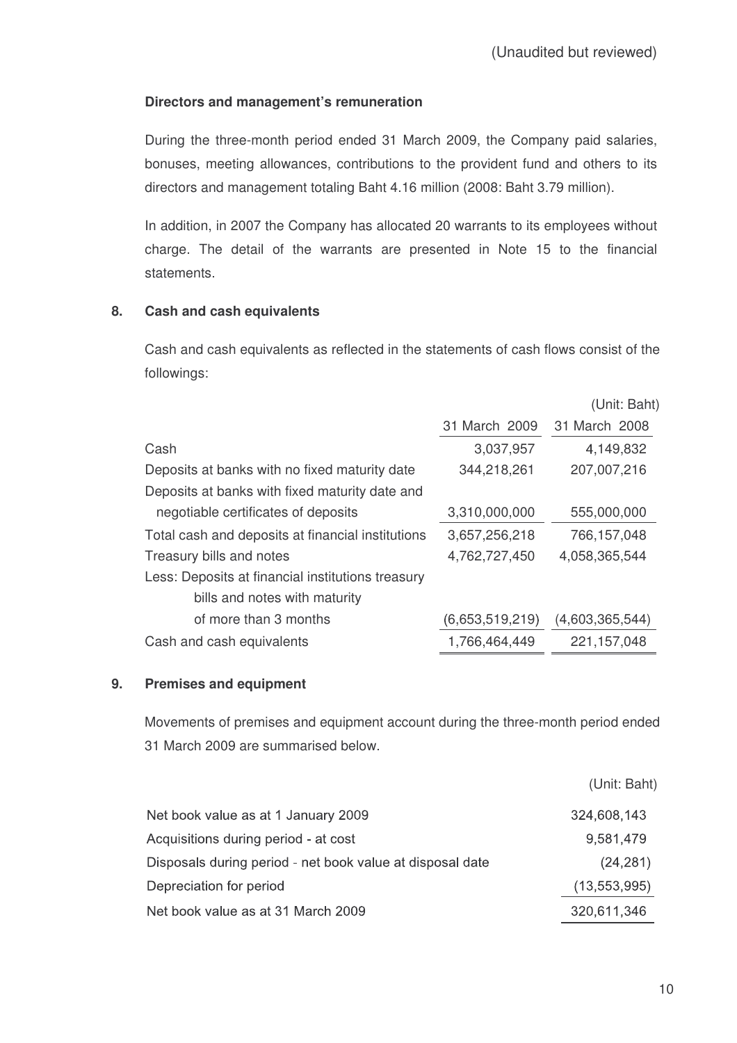(Unaudited but reviewed)

**Directors and management's remuneration**

During the three-month period ended 31 March 2009, the Company paid salaries, bonuses, meeting allowances, contributions to the provident fund and others to its directors and management totaling Baht 4.16 million (2008: Baht 3.79 million).

In addition, in 2007 the Company has allocated 20 warrants to its employees without charge. The detail of the warrants are presented in Note 15 to the financial statements.

## 8. Cash and cash equivalents

Cash and cash equivalents as reflected in the statements of cash flows consist of the followings:

(Unit: Baht)

| | 31 March 2009 | 31 March 2008 |
|---|---|---|
| Cash | 3,037,957 | 4,149,832 |
| Deposits at banks with no fixed maturity date | 344,218,261 | 207,007,216 |
| Deposits at banks with fixed maturity date and negotiable certificates of deposits | 3,310,000,000 | 555,000,000 |
| Total cash and deposits at financial institutions | 3,657,256,218 | 766,157,048 |
| Treasury bills and notes | 4,762,727,450 | 4,058,365,544 |
| Less: Deposits at financial institutions treasury bills and notes with maturity of more than 3 months | (6,653,519,219) | (4,603,365,544) |
| Cash and cash equivalents | 1,766,464,449 | 221,157,048 |

## 9. Premises and equipment

Movements of premises and equipment account during the three-month period ended 31 March 2009 are summarised below.

(Unit: Baht)

| | |
|---|---|
| Net book value as at 1 January 2009 | 324,608,143 |
| Acquisitions during period - at cost | 9,581,479 |
| Disposals during period - net book value at disposal date | (24,281) |
| Depreciation for period | (13,553,995) |
| Net book value as at 31 March 2009 | 320,611,346 |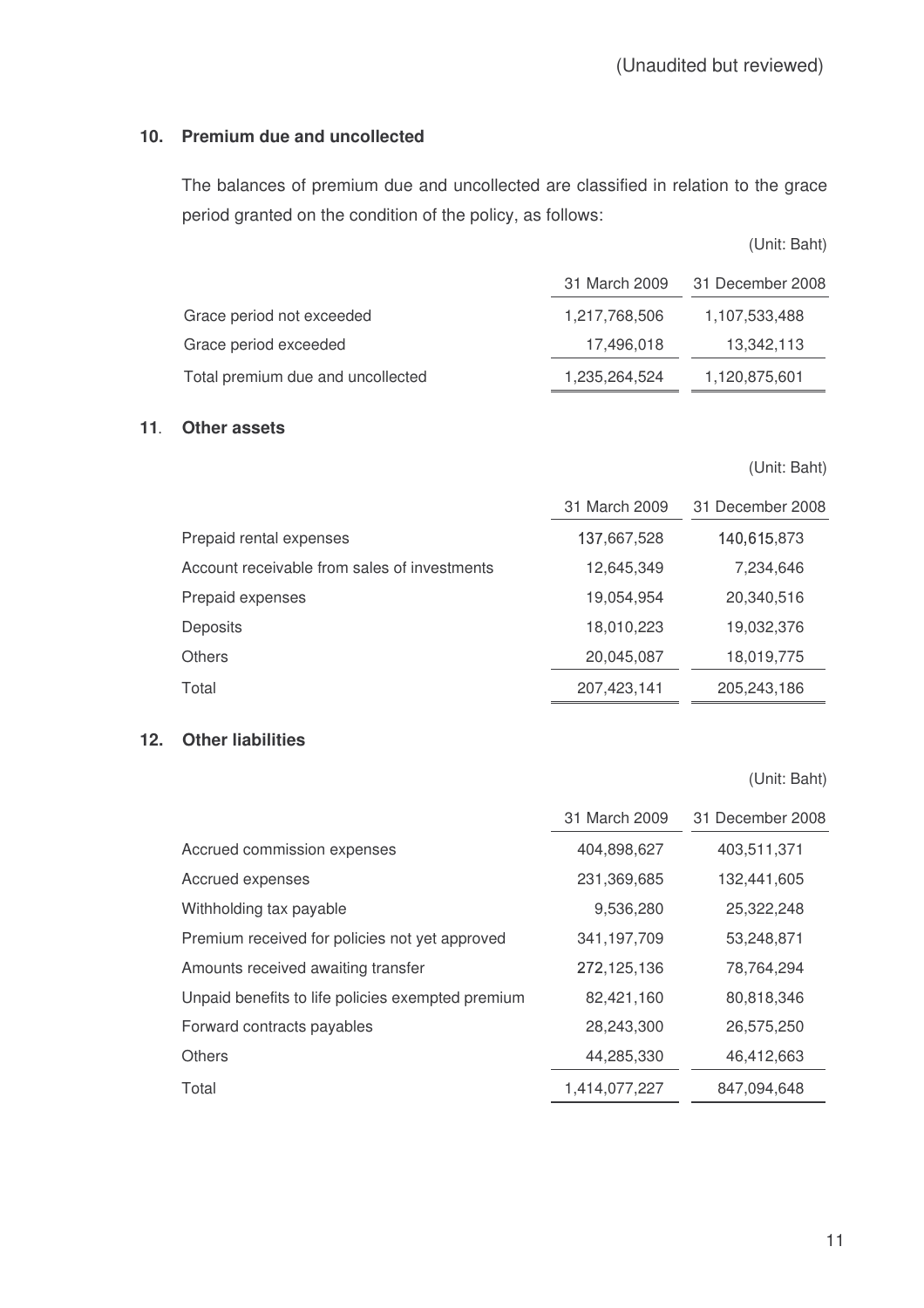(Unaudited but reviewed)

## 10. Premium due and uncollected

The balances of premium due and uncollected are classified in relation to the grace period granted on the condition of the policy, as follows:

(Unit: Baht)

| | 31 March 2009 | 31 December 2008 |
|---|---|---|
| Grace period not exceeded | 1,217,768,506 | 1,107,533,488 |
| Grace period exceeded | 17,496,018 | 13,342,113 |
| Total premium due and uncollected | 1,235,264,524 | 1,120,875,601 |

## 11. Other assets

(Unit: Baht)

| | 31 March 2009 | 31 December 2008 |
|---|---|---|
| Prepaid rental expenses | 137,667,528 | 140,615,873 |
| Account receivable from sales of investments | 12,645,349 | 7,234,646 |
| Prepaid expenses | 19,054,954 | 20,340,516 |
| Deposits | 18,010,223 | 19,032,376 |
| Others | 20,045,087 | 18,019,775 |
| Total | 207,423,141 | 205,243,186 |

## 12. Other liabilities

(Unit: Baht)

| | 31 March 2009 | 31 December 2008 |
|---|---|---|
| Accrued commission expenses | 404,898,627 | 403,511,371 |
| Accrued expenses | 231,369,685 | 132,441,605 |
| Withholding tax payable | 9,536,280 | 25,322,248 |
| Premium received for policies not yet approved | 341,197,709 | 53,248,871 |
| Amounts received awaiting transfer | 272,125,136 | 78,764,294 |
| Unpaid benefits to life policies exempted premium | 82,421,160 | 80,818,346 |
| Forward contracts payables | 28,243,300 | 26,575,250 |
| Others | 44,285,330 | 46,412,663 |
| Total | 1,414,077,227 | 847,094,648 |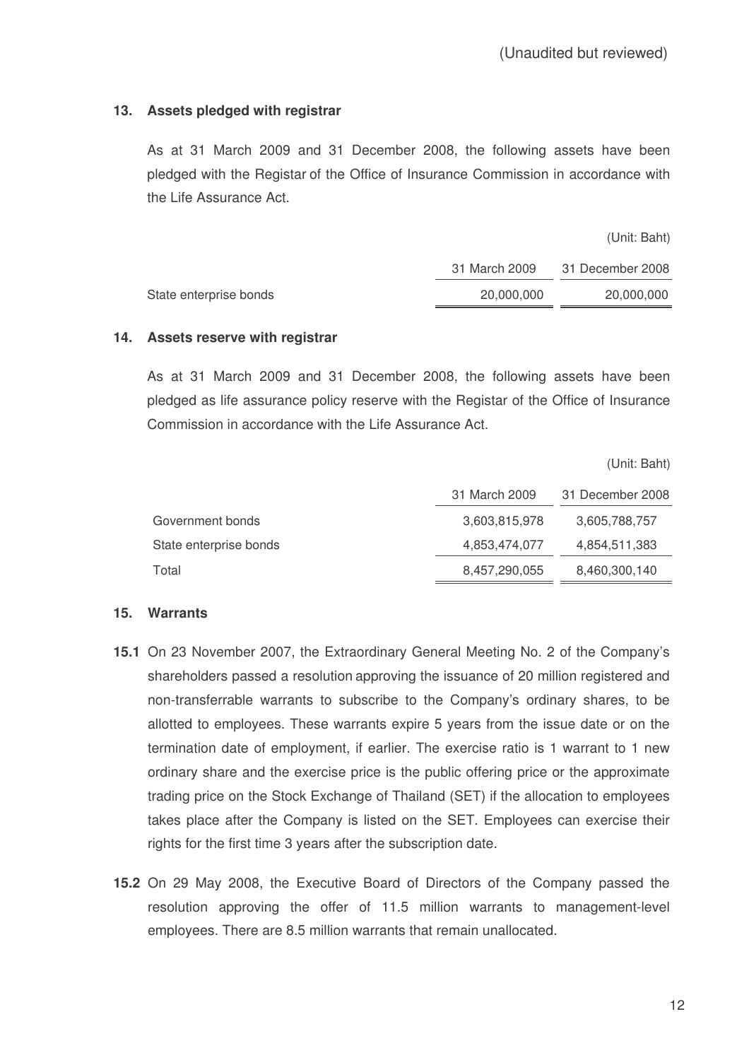(Unaudited but reviewed)

## 13. Assets pledged with registrar

As at 31 March 2009 and 31 December 2008, the following assets have been pledged with the Registar of the Office of Insurance Commission in accordance with the Life Assurance Act.

(Unit: Baht)

| | 31 March 2009 | 31 December 2008 |
|---|---|---|
| State enterprise bonds | 20,000,000 | 20,000,000 |

## 14. Assets reserve with registrar

As at 31 March 2009 and 31 December 2008, the following assets have been pledged as life assurance policy reserve with the Registar of the Office of Insurance Commission in accordance with the Life Assurance Act.

(Unit: Baht)

| | 31 March 2009 | 31 December 2008 |
|---|---|---|
| Government bonds | 3,603,815,978 | 3,605,788,757 |
| State enterprise bonds | 4,853,474,077 | 4,854,511,383 |
| Total | 8,457,290,055 | 8,460,300,140 |

## 15. Warrants

**15.1** On 23 November 2007, the Extraordinary General Meeting No. 2 of the Company's shareholders passed a resolution approving the issuance of 20 million registered and non-transferrable warrants to subscribe to the Company's ordinary shares, to be allotted to employees. These warrants expire 5 years from the issue date or on the termination date of employment, if earlier. The exercise ratio is 1 warrant to 1 new ordinary share and the exercise price is the public offering price or the approximate trading price on the Stock Exchange of Thailand (SET) if the allocation to employees takes place after the Company is listed on the SET. Employees can exercise their rights for the first time 3 years after the subscription date.

**15.2** On 29 May 2008, the Executive Board of Directors of the Company passed the resolution approving the offer of 11.5 million warrants to management-level employees. There are 8.5 million warrants that remain unallocated.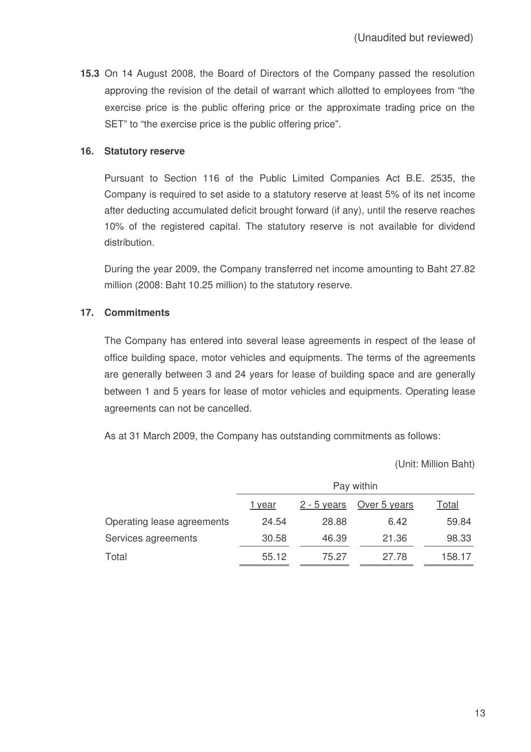(Unaudited but reviewed)

**15.3** On 14 August 2008, the Board of Directors of the Company passed the resolution approving the revision of the detail of warrant which allotted to employees from "the exercise price is the public offering price or the approximate trading price on the SET" to "the exercise price is the public offering price".

## 16. Statutory reserve

Pursuant to Section 116 of the Public Limited Companies Act B.E. 2535, the Company is required to set aside to a statutory reserve at least 5% of its net income after deducting accumulated deficit brought forward (if any), until the reserve reaches 10% of the registered capital. The statutory reserve is not available for dividend distribution.

During the year 2009, the Company transferred net income amounting to Baht 27.82 million (2008: Baht 10.25 million) to the statutory reserve.

## 17. Commitments

The Company has entered into several lease agreements in respect of the lease of office building space, motor vehicles and equipments. The terms of the agreements are generally between 3 and 24 years for lease of building space and are generally between 1 and 5 years for lease of motor vehicles and equipments. Operating lease agreements can not be cancelled.

As at 31 March 2009, the Company has outstanding commitments as follows:

(Unit: Million Baht)

| | Pay within | | | |
|---|---|---|---|---|
| | 1 year | 2 - 5 years | Over 5 years | Total |
| Operating lease agreements | 24.54 | 28.88 | 6.42 | 59.84 |
| Services agreements | 30.58 | 46.39 | 21.36 | 98.33 |
| Total | 55.12 | 75.27 | 27.78 | 158.17 |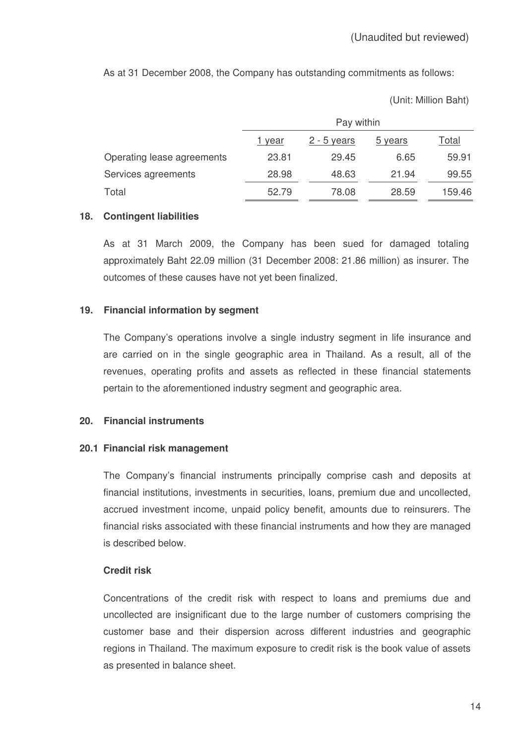(Unaudited but reviewed)

As at 31 December 2008, the Company has outstanding commitments as follows:

(Unit: Million Baht)

| | Pay within | | | |
|---|---|---|---|---|
| | 1 year | 2 - 5 years | 5 years | Total |
| Operating lease agreements | 23.81 | 29.45 | 6.65 | 59.91 |
| Services agreements | 28.98 | 48.63 | 21.94 | 99.55 |
| Total | 52.79 | 78.08 | 28.59 | 159.46 |

## 18. Contingent liabilities

As at 31 March 2009, the Company has been sued for damaged totaling approximately Baht 22.09 million (31 December 2008: 21.86 million) as insurer. The outcomes of these causes have not yet been finalized.

## 19. Financial information by segment

The Company's operations involve a single industry segment in life insurance and are carried on in the single geographic area in Thailand. As a result, all of the revenues, operating profits and assets as reflected in these financial statements pertain to the aforementioned industry segment and geographic area.

## 20. Financial instruments

### 20.1 Financial risk management

The Company's financial instruments principally comprise cash and deposits at financial institutions, investments in securities, loans, premium due and uncollected, accrued investment income, unpaid policy benefit, amounts due to reinsurers. The financial risks associated with these financial instruments and how they are managed is described below.

**Credit risk**

Concentrations of the credit risk with respect to loans and premiums due and uncollected are insignificant due to the large number of customers comprising the customer base and their dispersion across different industries and geographic regions in Thailand. The maximum exposure to credit risk is the book value of assets as presented in balance sheet.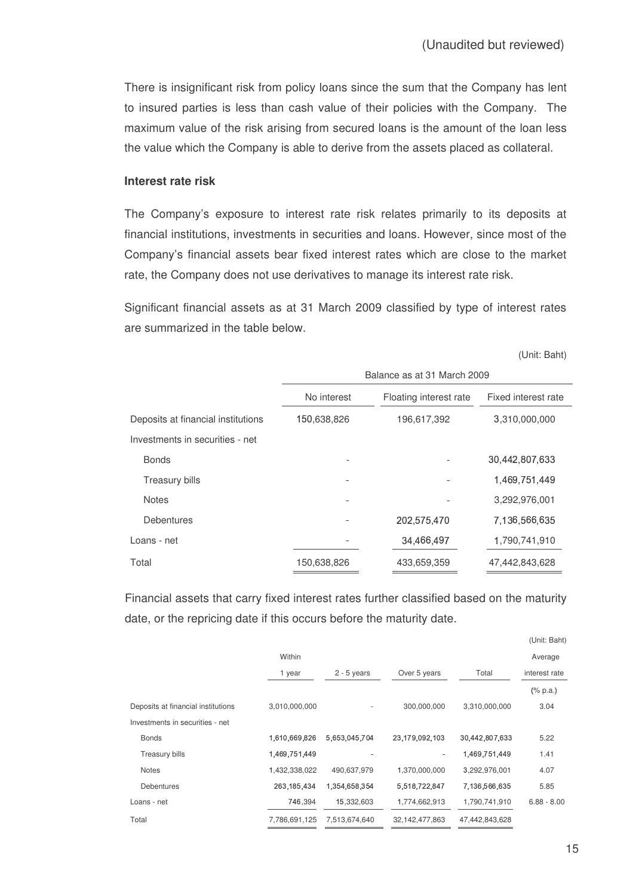(Unaudited but reviewed)

There is insignificant risk from policy loans since the sum that the Company has lent to insured parties is less than cash value of their policies with the Company. The maximum value of the risk arising from secured loans is the amount of the loan less the value which the Company is able to derive from the assets placed as collateral.

**Interest rate risk**

The Company's exposure to interest rate risk relates primarily to its deposits at financial institutions, investments in securities and loans. However, since most of the Company's financial assets bear fixed interest rates which are close to the market rate, the Company does not use derivatives to manage its interest rate risk.

Significant financial assets as at 31 March 2009 classified by type of interest rates are summarized in the table below.

(Unit: Baht)

| | Balance as at 31 March 2009 | | |
|---|---|---|---|
| | No interest | Floating interest rate | Fixed interest rate |
| Deposits at financial institutions | 150,638,826 | 196,617,392 | 3,310,000,000 |
| Investments in securities - net | | | |
| Bonds | - | - | 30,442,807,633 |
| Treasury bills | - | - | 1,469,751,449 |
| Notes | - | - | 3,292,976,001 |
| Debentures | - | 202,575,470 | 7,136,566,635 |
| Loans - net | - | 34,466,497 | 1,790,741,910 |
| Total | 150,638,826 | 433,659,359 | 47,442,843,628 |

Financial assets that carry fixed interest rates further classified based on the maturity date, or the repricing date if this occurs before the maturity date.

(Unit: Baht)

| | Within 1 year | 2 - 5 years | Over 5 years | Total | Average interest rate |
|---|---|---|---|---|---|
| | | | | | (% p.a.) |
| Deposits at financial institutions | 3,010,000,000 | - | 300,000,000 | 3,310,000,000 | 3.04 |
| Investments in securities - net | | | | | |
| Bonds | 1,610,669,826 | 5,653,045,704 | 23,179,092,103 | 30,442,807,633 | 5.22 |
| Treasury bills | 1,469,751,449 | - | - | 1,469,751,449 | 1.41 |
| Notes | 1,432,338,022 | 490,637,979 | 1,370,000,000 | 3,292,976,001 | 4.07 |
| Debentures | 263,185,434 | 1,354,658,354 | 5,518,722,847 | 7,136,566,635 | 5.85 |
| Loans - net | 746,394 | 15,332,603 | 1,774,662,913 | 1,790,741,910 | 6.88 - 8.00 |
| Total | 7,786,691,125 | 7,513,674,640 | 32,142,477,863 | 47,442,843,628 | |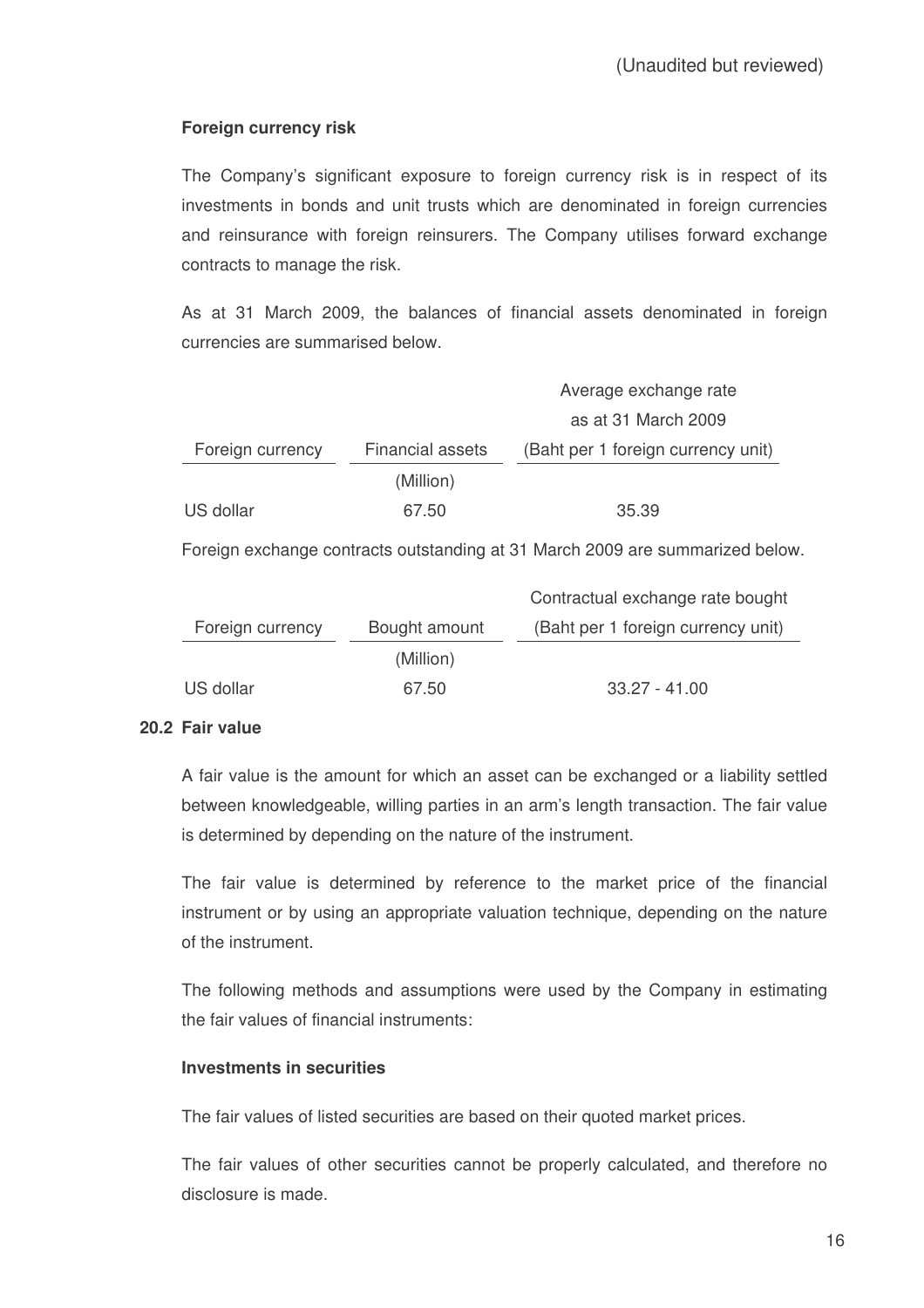(Unaudited but reviewed)

**Foreign currency risk**

The Company's significant exposure to foreign currency risk is in respect of its investments in bonds and unit trusts which are denominated in foreign currencies and reinsurance with foreign reinsurers. The Company utilises forward exchange contracts to manage the risk.

As at 31 March 2009, the balances of financial assets denominated in foreign currencies are summarised below.

| Foreign currency | Financial assets | Average exchange rate as at 31 March 2009 (Baht per 1 foreign currency unit) |
|---|---|---|
| | (Million) | |
| US dollar | 67.50 | 35.39 |

Foreign exchange contracts outstanding at 31 March 2009 are summarized below.

| Foreign currency | Bought amount | Contractual exchange rate bought (Baht per 1 foreign currency unit) |
|---|---|---|
| | (Million) | |
| US dollar | 67.50 | 33.27 - 41.00 |

## 20.2 Fair value

A fair value is the amount for which an asset can be exchanged or a liability settled between knowledgeable, willing parties in an arm's length transaction. The fair value is determined by depending on the nature of the instrument.

The fair value is determined by reference to the market price of the financial instrument or by using an appropriate valuation technique, depending on the nature of the instrument.

The following methods and assumptions were used by the Company in estimating the fair values of financial instruments:

**Investments in securities**

The fair values of listed securities are based on their quoted market prices.

The fair values of other securities cannot be properly calculated, and therefore no disclosure is made.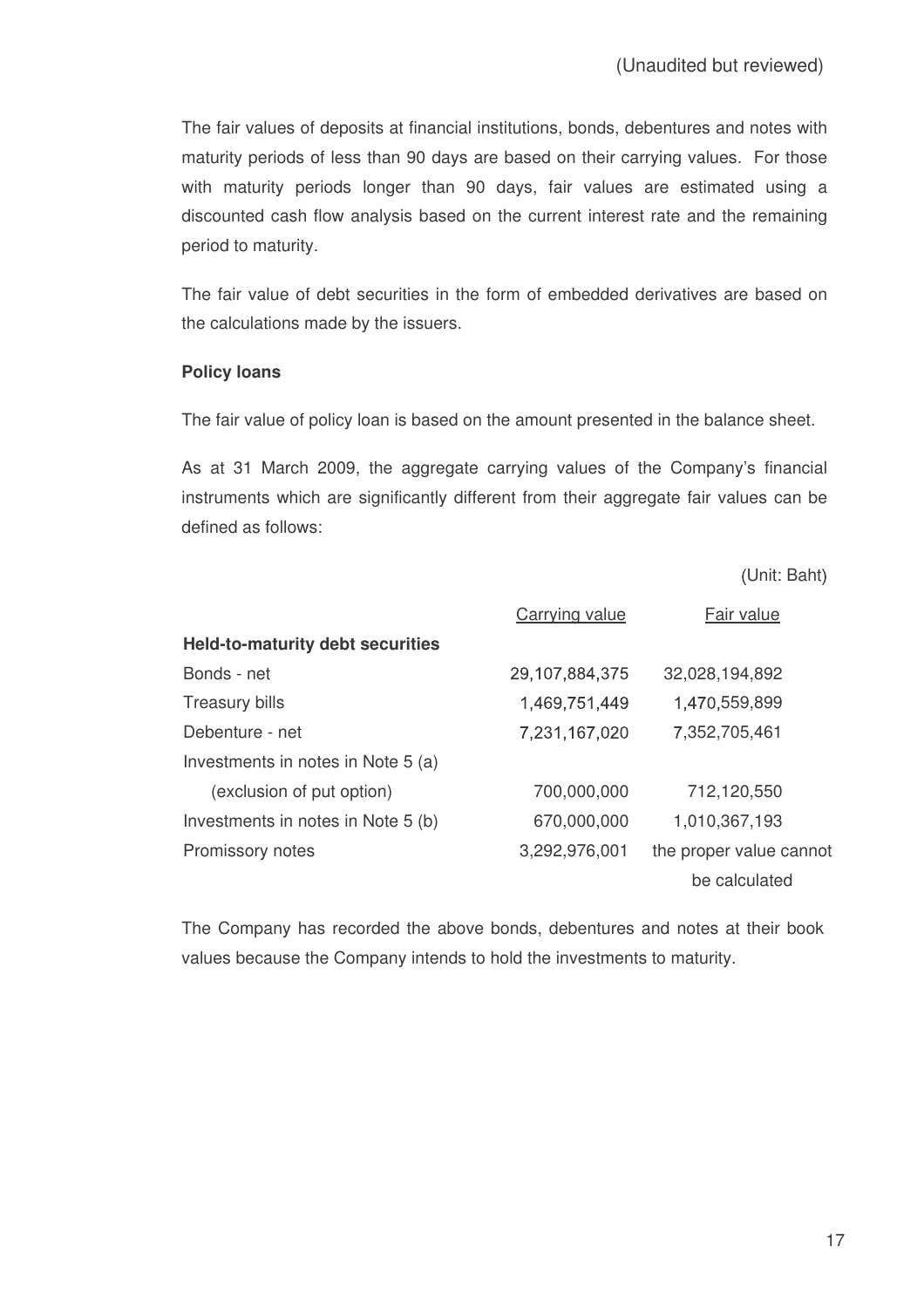(Unaudited but reviewed)

The fair values of deposits at financial institutions, bonds, debentures and notes with maturity periods of less than 90 days are based on their carrying values. For those with maturity periods longer than 90 days, fair values are estimated using a discounted cash flow analysis based on the current interest rate and the remaining period to maturity.

The fair value of debt securities in the form of embedded derivatives are based on the calculations made by the issuers.

**Policy loans**

The fair value of policy loan is based on the amount presented in the balance sheet.

As at 31 March 2009, the aggregate carrying values of the Company's financial instruments which are significantly different from their aggregate fair values can be defined as follows:

(Unit: Baht)

| | Carrying value | Fair value |
|---|---|---|
| **Held-to-maturity debt securities** | | |
| Bonds - net | 29,107,884,375 | 32,028,194,892 |
| Treasury bills | 1,469,751,449 | 1,470,559,899 |
| Debenture - net | 7,231,167,020 | 7,352,705,461 |
| Investments in notes in Note 5 (a) (exclusion of put option) | 700,000,000 | 712,120,550 |
| Investments in notes in Note 5 (b) | 670,000,000 | 1,010,367,193 |
| Promissory notes | 3,292,976,001 | the proper value cannot be calculated |

The Company has recorded the above bonds, debentures and notes at their book values because the Company intends to hold the investments to maturity.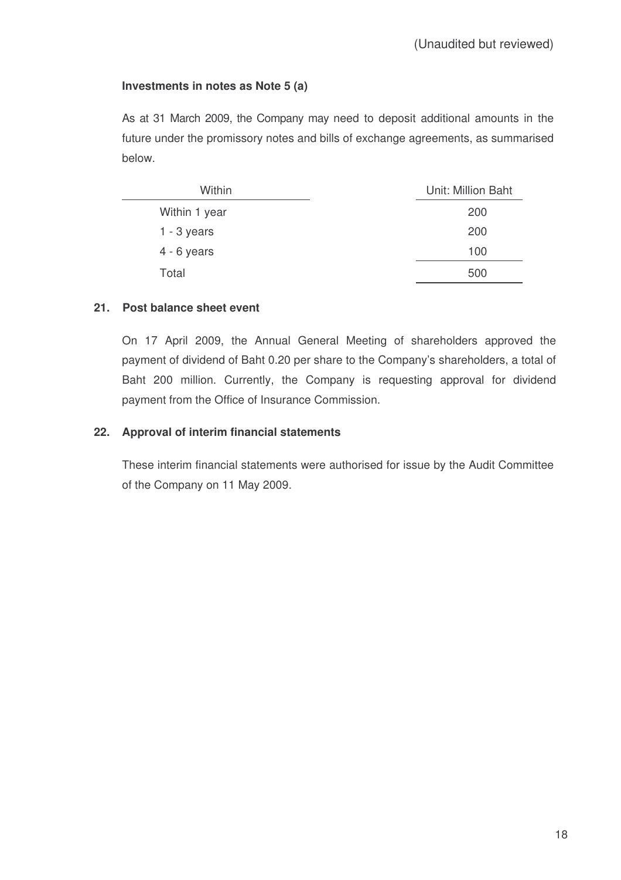(Unaudited but reviewed)

**Investments in notes as Note 5 (a)**

As at 31 March 2009, the Company may need to deposit additional amounts in the future under the promissory notes and bills of exchange agreements, as summarised below.

| Within | Unit: Million Baht |
|---|---|
| Within 1 year | 200 |
| 1 - 3 years | 200 |
| 4 - 6 years | 100 |
| Total | 500 |

## 21. Post balance sheet event

On 17 April 2009, the Annual General Meeting of shareholders approved the payment of dividend of Baht 0.20 per share to the Company's shareholders, a total of Baht 200 million. Currently, the Company is requesting approval for dividend payment from the Office of Insurance Commission.

## 22. Approval of interim financial statements

These interim financial statements were authorised for issue by the Audit Committee of the Company on 11 May 2009.